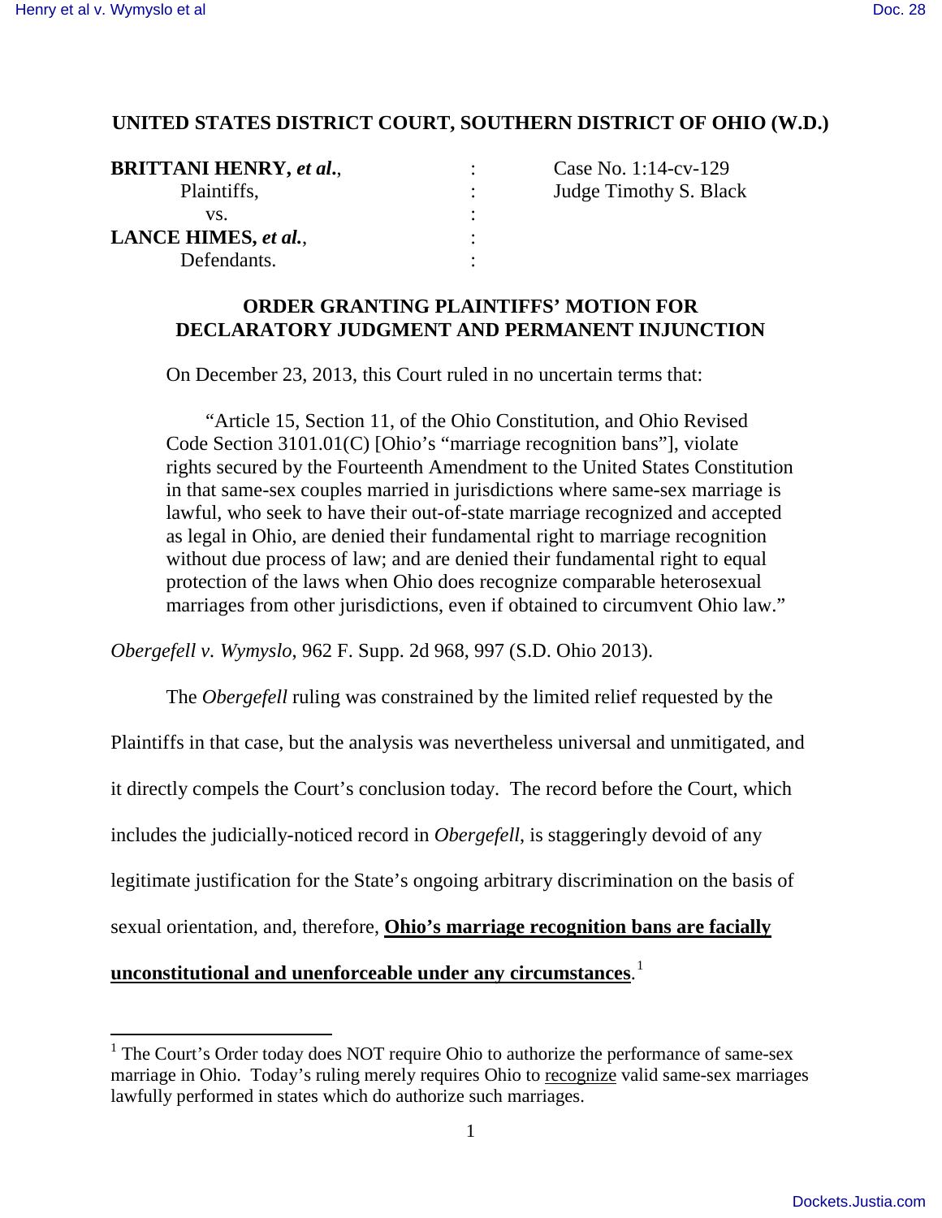**UNITED STATES DISTRICT COURT, SOUTHERN DISTRICT OF OHIO (W.D.)**

| | | |
|---|---|---|
| **BRITTANI HENRY, *et al.*,** | : | Case No. 1:14-cv-129 |
| Plaintiffs, | : | Judge Timothy S. Black |
| vs. | : | |
| **LANCE HIMES, *et al.*,** | : | |
| Defendants. | : | |

**ORDER GRANTING PLAINTIFFS' MOTION FOR DECLARATORY JUDGMENT AND PERMANENT INJUNCTION**

On December 23, 2013, this Court ruled in no uncertain terms that:

> "Article 15, Section 11, of the Ohio Constitution, and Ohio Revised Code Section 3101.01(C) [Ohio's "marriage recognition bans"], violate rights secured by the Fourteenth Amendment to the United States Constitution in that same-sex couples married in jurisdictions where same-sex marriage is lawful, who seek to have their out-of-state marriage recognized and accepted as legal in Ohio, are denied their fundamental right to marriage recognition without due process of law; and are denied their fundamental right to equal protection of the laws when Ohio does recognize comparable heterosexual marriages from other jurisdictions, even if obtained to circumvent Ohio law."

*Obergefell v. Wymyslo*, 962 F. Supp. 2d 968, 997 (S.D. Ohio 2013).

The *Obergefell* ruling was constrained by the limited relief requested by the Plaintiffs in that case, but the analysis was nevertheless universal and unmitigated, and it directly compels the Court's conclusion today. The record before the Court, which includes the judicially-noticed record in *Obergefell*, is staggeringly devoid of any legitimate justification for the State's ongoing arbitrary discrimination on the basis of sexual orientation, and, therefore, **Ohio's marriage recognition bans are facially unconstitutional and unenforceable under any circumstances**.[1]

---

[1] The Court's Order today does NOT require Ohio to authorize the performance of same-sex marriage in Ohio. Today's ruling merely requires Ohio to recognize valid same-sex marriages lawfully performed in states which do authorize such marriages.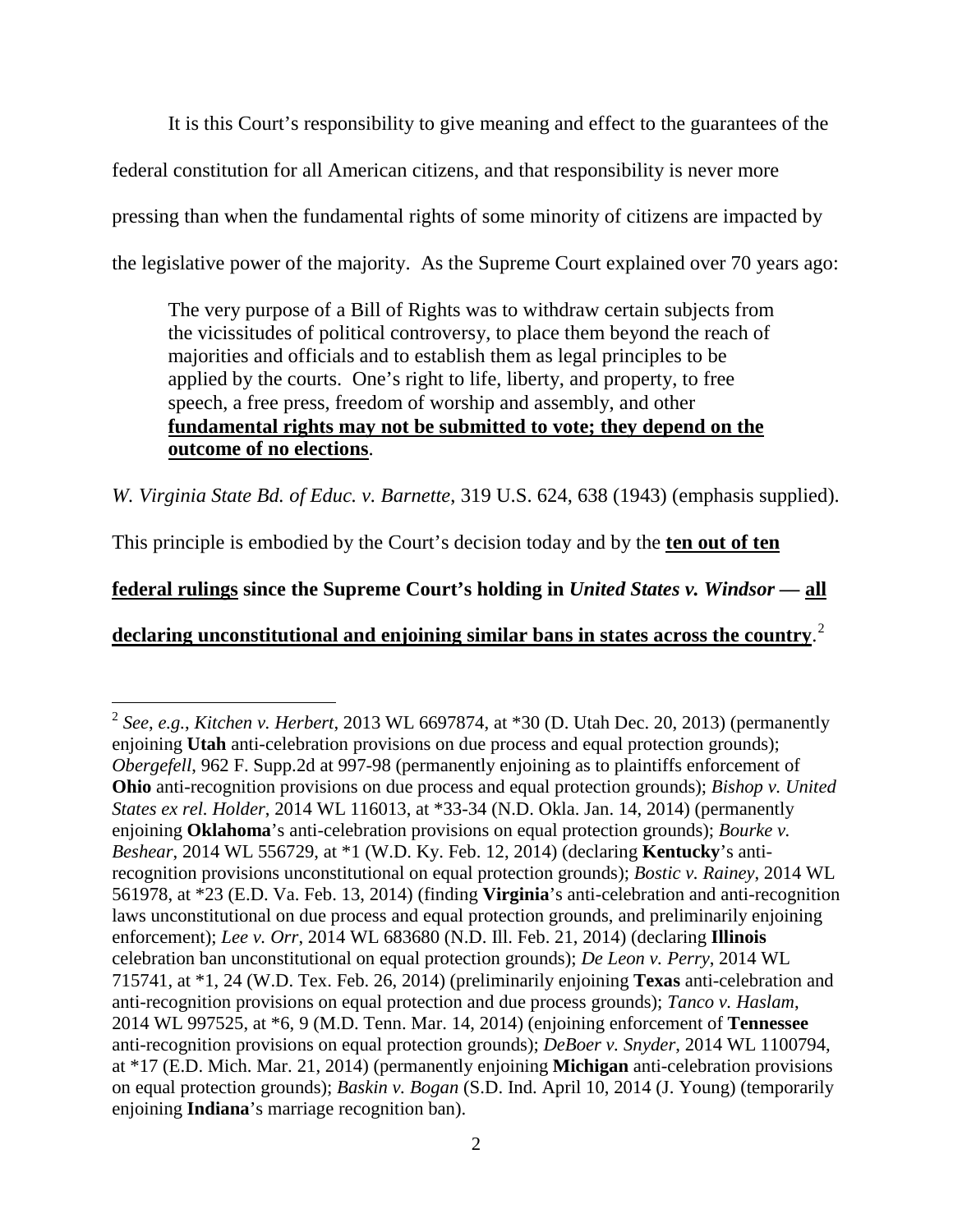It is this Court's responsibility to give meaning and effect to the guarantees of the federal constitution for all American citizens, and that responsibility is never more pressing than when the fundamental rights of some minority of citizens are impacted by the legislative power of the majority. As the Supreme Court explained over 70 years ago:

> The very purpose of a Bill of Rights was to withdraw certain subjects from the vicissitudes of political controversy, to place them beyond the reach of majorities and officials and to establish them as legal principles to be applied by the courts. One's right to life, liberty, and property, to free speech, a free press, freedom of worship and assembly, and other **<u>fundamental rights may not be submitted to vote; they depend on the outcome of no elections</u>**.

*W. Virginia State Bd. of Educ. v. Barnette*, 319 U.S. 624, 638 (1943) (emphasis supplied).

This principle is embodied by the Court's decision today and by the **<u>ten out of ten federal rulings</u> since the Supreme Court's holding in *United States v. Windsor* — <u>all declaring unconstitutional and enjoining similar bans in states across the country</u>**.[2]

---

[2] *See, e.g.*, *Kitchen v. Herbert*, 2013 WL 6697874, at *30 (D. Utah Dec. 20, 2013) (permanently enjoining **Utah** anti-celebration provisions on due process and equal protection grounds); *Obergefell*, 962 F. Supp.2d at 997-98 (permanently enjoining as to plaintiffs enforcement of **Ohio** anti-recognition provisions on due process and equal protection grounds); *Bishop v. United States ex rel. Holder*, 2014 WL 116013, at *33-34 (N.D. Okla. Jan. 14, 2014) (permanently enjoining **Oklahoma**'s anti-celebration provisions on equal protection grounds); *Bourke v. Beshear*, 2014 WL 556729, at *1 (W.D. Ky. Feb. 12, 2014) (declaring **Kentucky**'s anti-recognition provisions unconstitutional on equal protection grounds); *Bostic v. Rainey*, 2014 WL 561978, at *23 (E.D. Va. Feb. 13, 2014) (finding **Virginia**'s anti-celebration and anti-recognition laws unconstitutional on due process and equal protection grounds, and preliminarily enjoining enforcement); *Lee v. Orr*, 2014 WL 683680 (N.D. Ill. Feb. 21, 2014) (declaring **Illinois** celebration ban unconstitutional on equal protection grounds); *De Leon v. Perry*, 2014 WL 715741, at *1, 24 (W.D. Tex. Feb. 26, 2014) (preliminarily enjoining **Texas** anti-celebration and anti-recognition provisions on equal protection and due process grounds); *Tanco v. Haslam*, 2014 WL 997525, at *6, 9 (M.D. Tenn. Mar. 14, 2014) (enjoining enforcement of **Tennessee** anti-recognition provisions on equal protection grounds); *DeBoer v. Snyder*, 2014 WL 1100794, at *17 (E.D. Mich. Mar. 21, 2014) (permanently enjoining **Michigan** anti-celebration provisions on equal protection grounds); *Baskin v. Bogan* (S.D. Ind. April 10, 2014 (J. Young) (temporarily enjoining **Indiana**'s marriage recognition ban).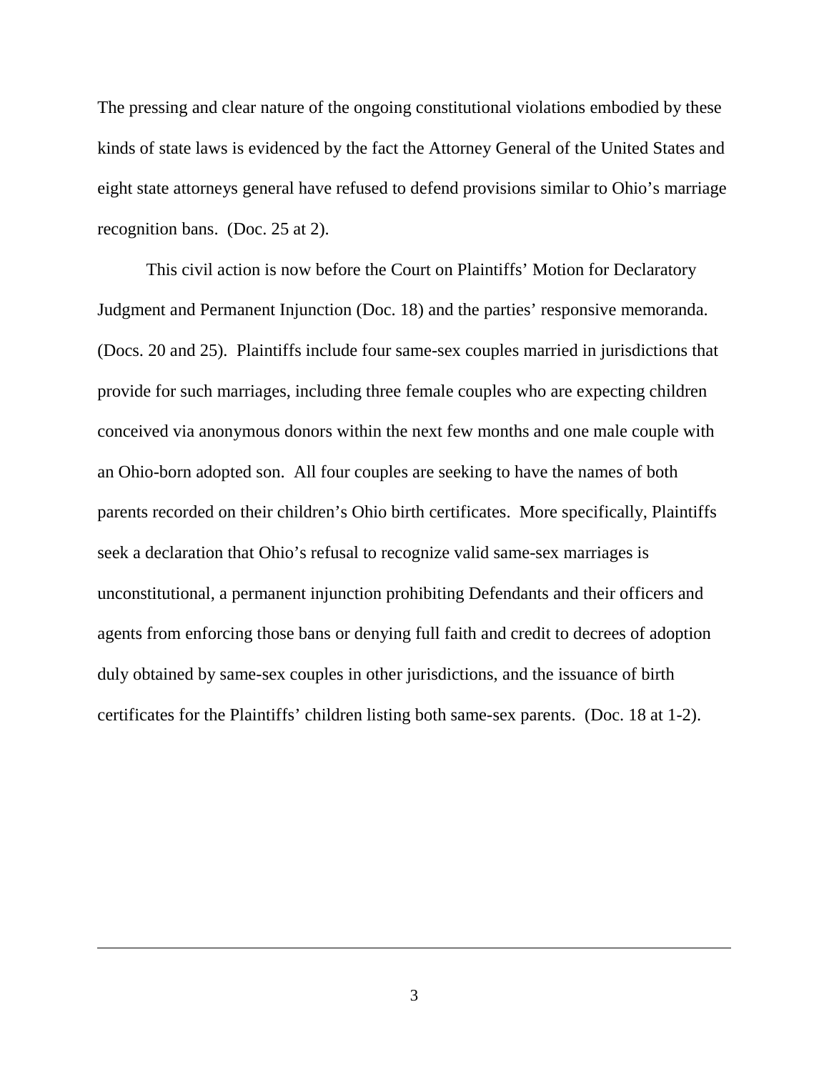The pressing and clear nature of the ongoing constitutional violations embodied by these kinds of state laws is evidenced by the fact the Attorney General of the United States and eight state attorneys general have refused to defend provisions similar to Ohio's marriage recognition bans. (Doc. 25 at 2).

This civil action is now before the Court on Plaintiffs' Motion for Declaratory Judgment and Permanent Injunction (Doc. 18) and the parties' responsive memoranda. (Docs. 20 and 25). Plaintiffs include four same-sex couples married in jurisdictions that provide for such marriages, including three female couples who are expecting children conceived via anonymous donors within the next few months and one male couple with an Ohio-born adopted son. All four couples are seeking to have the names of both parents recorded on their children's Ohio birth certificates. More specifically, Plaintiffs seek a declaration that Ohio's refusal to recognize valid same-sex marriages is unconstitutional, a permanent injunction prohibiting Defendants and their officers and agents from enforcing those bans or denying full faith and credit to decrees of adoption duly obtained by same-sex couples in other jurisdictions, and the issuance of birth certificates for the Plaintiffs' children listing both same-sex parents. (Doc. 18 at 1-2).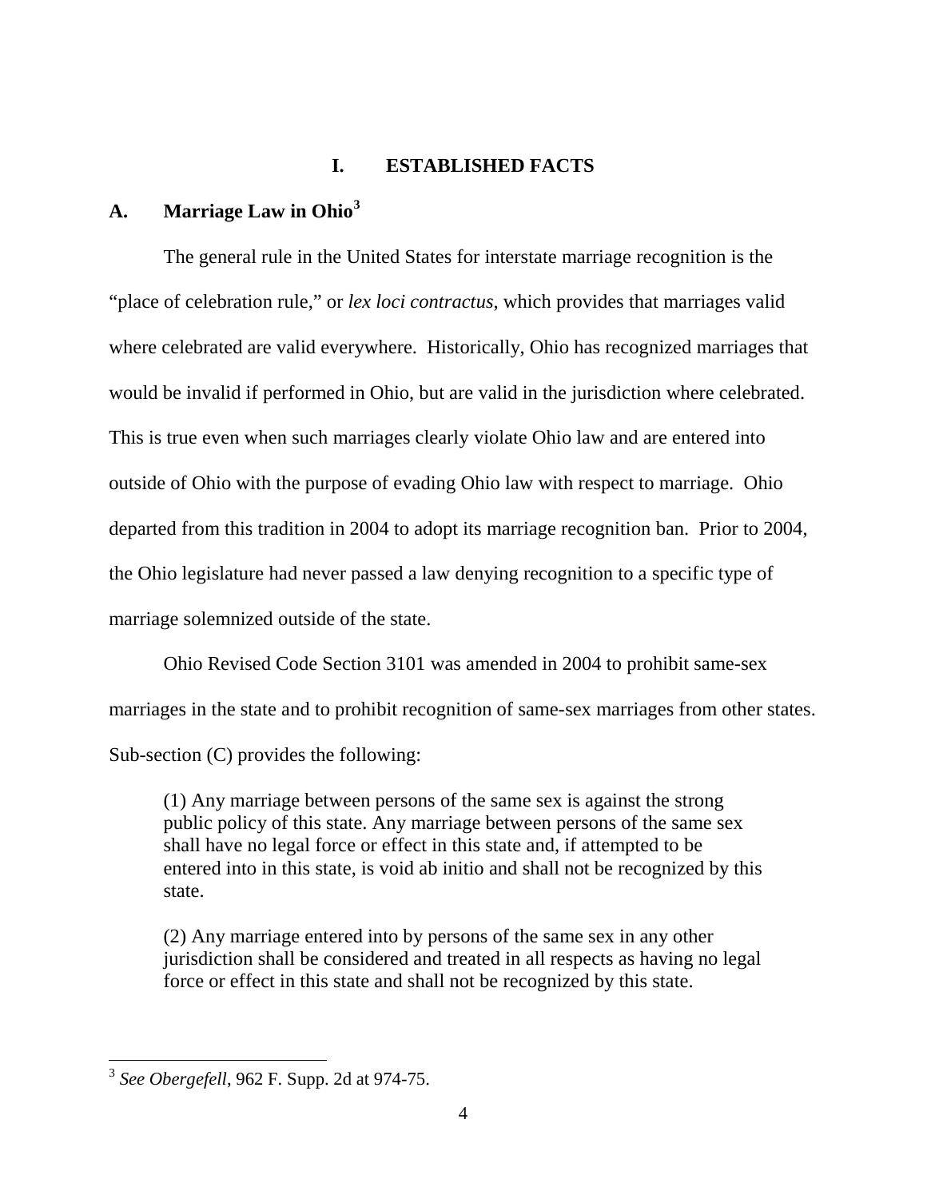## I. ESTABLISHED FACTS

### A. Marriage Law in Ohio[3]

The general rule in the United States for interstate marriage recognition is the "place of celebration rule," or *lex loci contractus*, which provides that marriages valid where celebrated are valid everywhere. Historically, Ohio has recognized marriages that would be invalid if performed in Ohio, but are valid in the jurisdiction where celebrated. This is true even when such marriages clearly violate Ohio law and are entered into outside of Ohio with the purpose of evading Ohio law with respect to marriage. Ohio departed from this tradition in 2004 to adopt its marriage recognition ban. Prior to 2004, the Ohio legislature had never passed a law denying recognition to a specific type of marriage solemnized outside of the state.

Ohio Revised Code Section 3101 was amended in 2004 to prohibit same-sex marriages in the state and to prohibit recognition of same-sex marriages from other states. Sub-section (C) provides the following:

> (1) Any marriage between persons of the same sex is against the strong public policy of this state. Any marriage between persons of the same sex shall have no legal force or effect in this state and, if attempted to be entered into in this state, is void ab initio and shall not be recognized by this state.
>
> (2) Any marriage entered into by persons of the same sex in any other jurisdiction shall be considered and treated in all respects as having no legal force or effect in this state and shall not be recognized by this state.

---

[3] *See Obergefell*, 962 F. Supp. 2d at 974-75.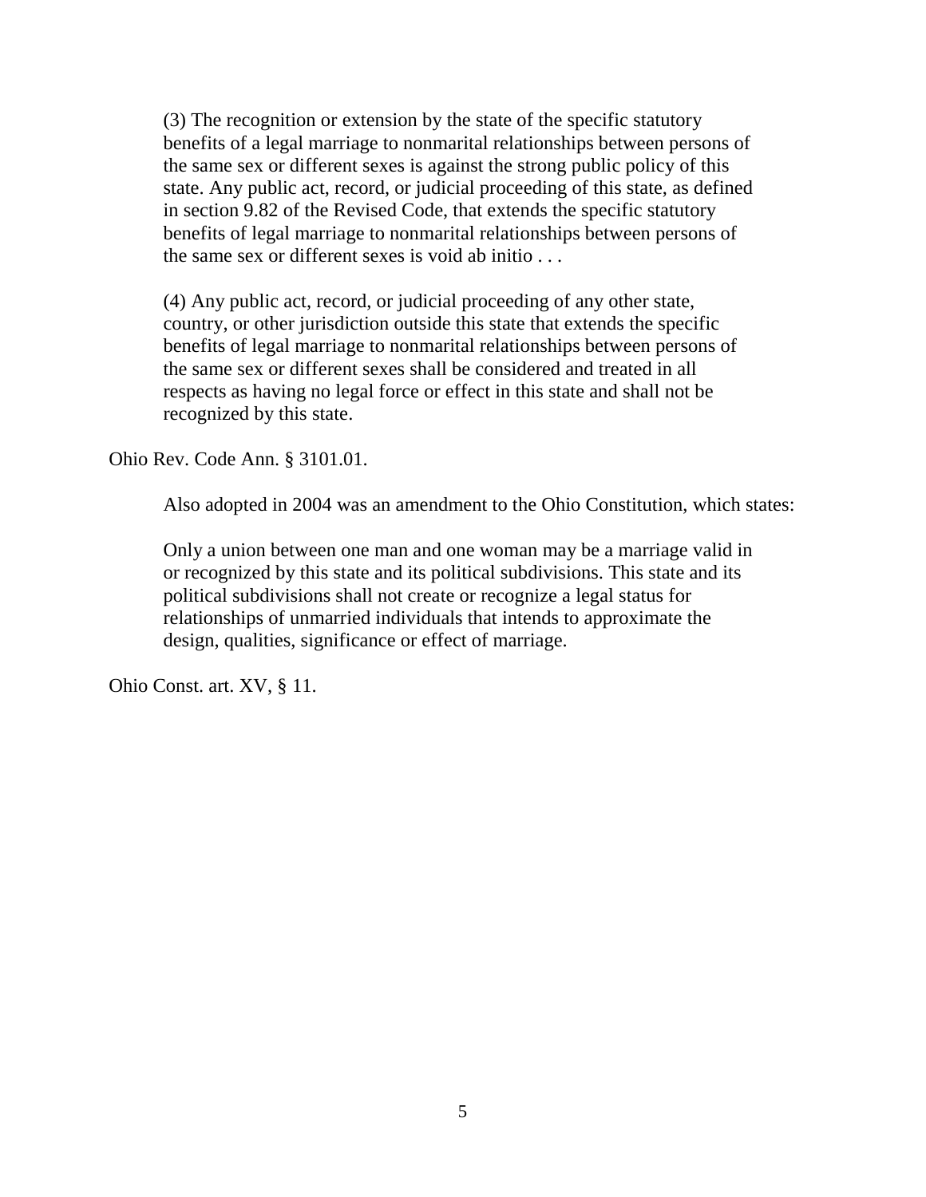> (3) The recognition or extension by the state of the specific statutory benefits of a legal marriage to nonmarital relationships between persons of the same sex or different sexes is against the strong public policy of this state. Any public act, record, or judicial proceeding of this state, as defined in section 9.82 of the Revised Code, that extends the specific statutory benefits of legal marriage to nonmarital relationships between persons of the same sex or different sexes is void ab initio . . .
>
> (4) Any public act, record, or judicial proceeding of any other state, country, or other jurisdiction outside this state that extends the specific benefits of legal marriage to nonmarital relationships between persons of the same sex or different sexes shall be considered and treated in all respects as having no legal force or effect in this state and shall not be recognized by this state.

Ohio Rev. Code Ann. § 3101.01.

Also adopted in 2004 was an amendment to the Ohio Constitution, which states:

> Only a union between one man and one woman may be a marriage valid in or recognized by this state and its political subdivisions. This state and its political subdivisions shall not create or recognize a legal status for relationships of unmarried individuals that intends to approximate the design, qualities, significance or effect of marriage.

Ohio Const. art. XV, § 11.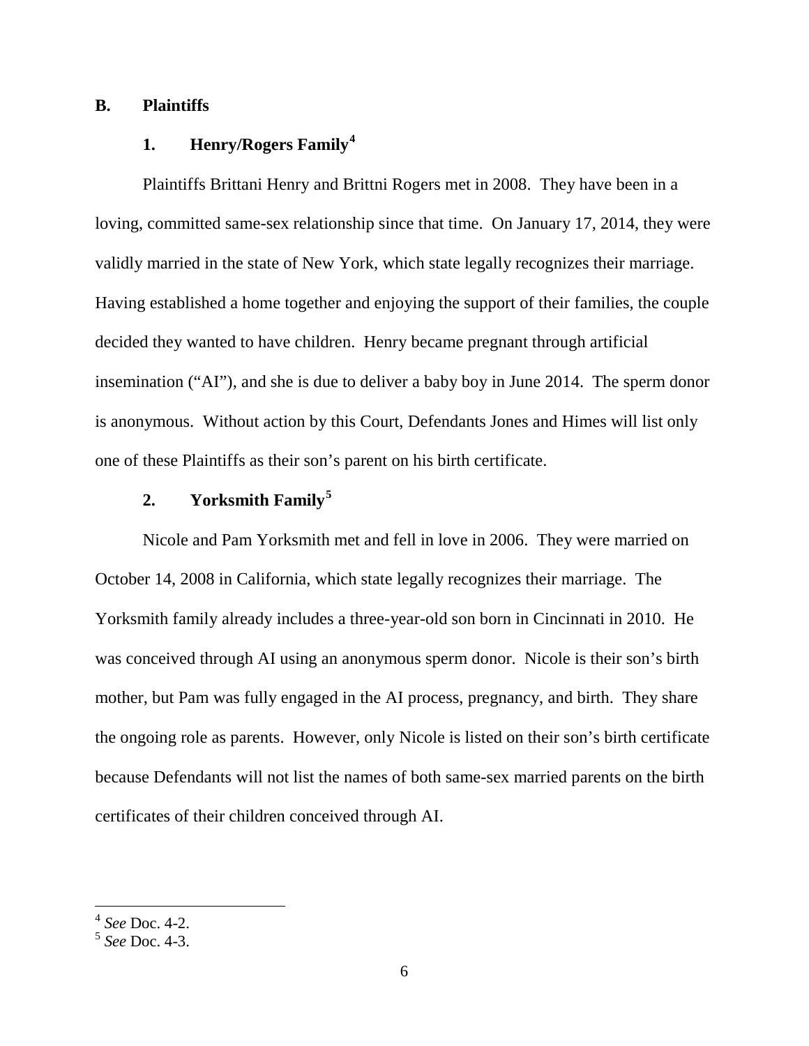## B. Plaintiffs

### 1. Henry/Rogers Family[4]

Plaintiffs Brittani Henry and Brittni Rogers met in 2008. They have been in a loving, committed same-sex relationship since that time. On January 17, 2014, they were validly married in the state of New York, which state legally recognizes their marriage. Having established a home together and enjoying the support of their families, the couple decided they wanted to have children. Henry became pregnant through artificial insemination ("AI"), and she is due to deliver a baby boy in June 2014. The sperm donor is anonymous. Without action by this Court, Defendants Jones and Himes will list only one of these Plaintiffs as their son's parent on his birth certificate.

### 2. Yorksmith Family[5]

Nicole and Pam Yorksmith met and fell in love in 2006. They were married on October 14, 2008 in California, which state legally recognizes their marriage. The Yorksmith family already includes a three-year-old son born in Cincinnati in 2010. He was conceived through AI using an anonymous sperm donor. Nicole is their son's birth mother, but Pam was fully engaged in the AI process, pregnancy, and birth. They share the ongoing role as parents. However, only Nicole is listed on their son's birth certificate because Defendants will not list the names of both same-sex married parents on the birth certificates of their children conceived through AI.

---

[4] *See* Doc. 4-2.

[5] *See* Doc. 4-3.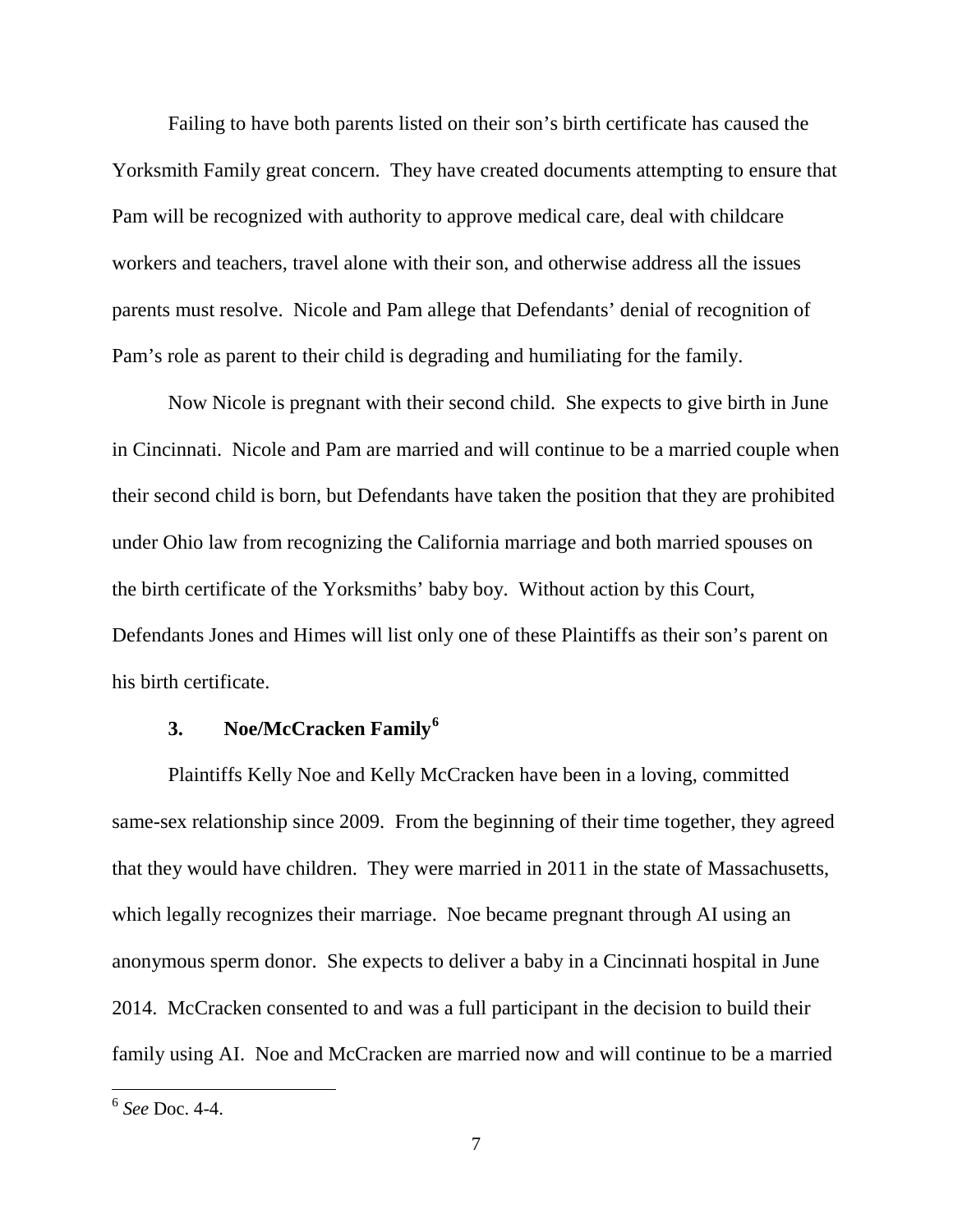Failing to have both parents listed on their son's birth certificate has caused the Yorksmith Family great concern. They have created documents attempting to ensure that Pam will be recognized with authority to approve medical care, deal with childcare workers and teachers, travel alone with their son, and otherwise address all the issues parents must resolve. Nicole and Pam allege that Defendants' denial of recognition of Pam's role as parent to their child is degrading and humiliating for the family.

Now Nicole is pregnant with their second child. She expects to give birth in June in Cincinnati. Nicole and Pam are married and will continue to be a married couple when their second child is born, but Defendants have taken the position that they are prohibited under Ohio law from recognizing the California marriage and both married spouses on the birth certificate of the Yorksmiths' baby boy. Without action by this Court, Defendants Jones and Himes will list only one of these Plaintiffs as their son's parent on his birth certificate.

### 3. Noe/McCracken Family[6]

Plaintiffs Kelly Noe and Kelly McCracken have been in a loving, committed same-sex relationship since 2009. From the beginning of their time together, they agreed that they would have children. They were married in 2011 in the state of Massachusetts, which legally recognizes their marriage. Noe became pregnant through AI using an anonymous sperm donor. She expects to deliver a baby in a Cincinnati hospital in June 2014. McCracken consented to and was a full participant in the decision to build their family using AI. Noe and McCracken are married now and will continue to be a married

[6] *See* Doc. 4-4.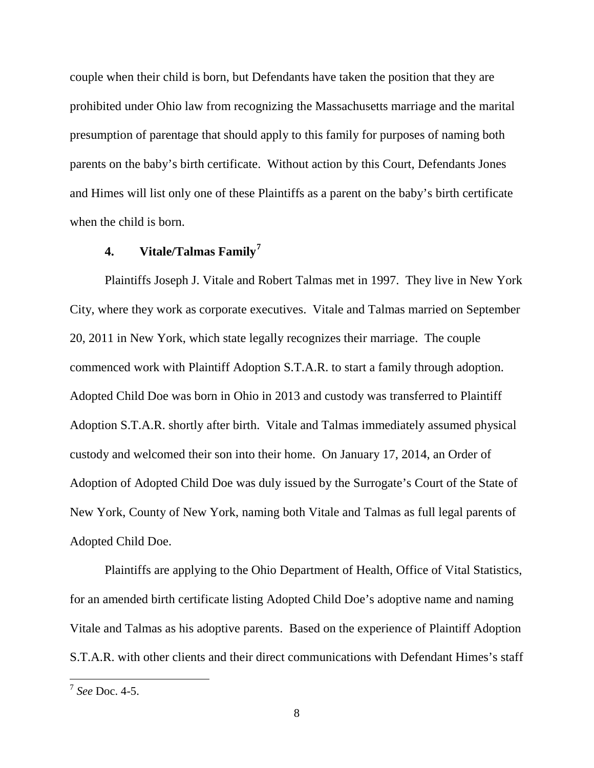couple when their child is born, but Defendants have taken the position that they are prohibited under Ohio law from recognizing the Massachusetts marriage and the marital presumption of parentage that should apply to this family for purposes of naming both parents on the baby's birth certificate. Without action by this Court, Defendants Jones and Himes will list only one of these Plaintiffs as a parent on the baby's birth certificate when the child is born.

### 4. Vitale/Talmas Family[7]

Plaintiffs Joseph J. Vitale and Robert Talmas met in 1997. They live in New York City, where they work as corporate executives. Vitale and Talmas married on September 20, 2011 in New York, which state legally recognizes their marriage. The couple commenced work with Plaintiff Adoption S.T.A.R. to start a family through adoption. Adopted Child Doe was born in Ohio in 2013 and custody was transferred to Plaintiff Adoption S.T.A.R. shortly after birth. Vitale and Talmas immediately assumed physical custody and welcomed their son into their home. On January 17, 2014, an Order of Adoption of Adopted Child Doe was duly issued by the Surrogate's Court of the State of New York, County of New York, naming both Vitale and Talmas as full legal parents of Adopted Child Doe.

Plaintiffs are applying to the Ohio Department of Health, Office of Vital Statistics, for an amended birth certificate listing Adopted Child Doe's adoptive name and naming Vitale and Talmas as his adoptive parents. Based on the experience of Plaintiff Adoption S.T.A.R. with other clients and their direct communications with Defendant Himes's staff

[7] *See* Doc. 4-5.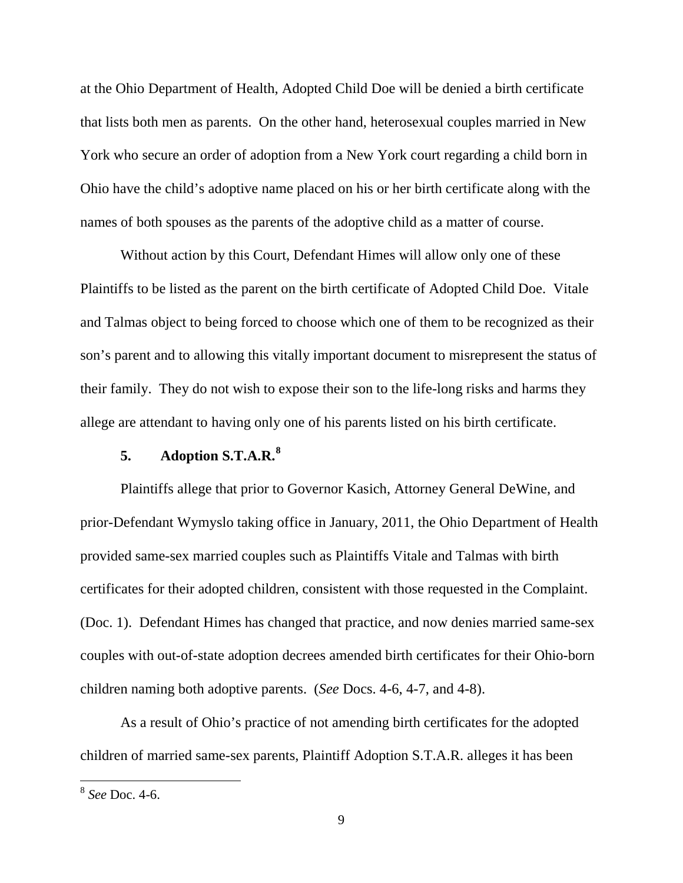at the Ohio Department of Health, Adopted Child Doe will be denied a birth certificate that lists both men as parents. On the other hand, heterosexual couples married in New York who secure an order of adoption from a New York court regarding a child born in Ohio have the child's adoptive name placed on his or her birth certificate along with the names of both spouses as the parents of the adoptive child as a matter of course.

Without action by this Court, Defendant Himes will allow only one of these Plaintiffs to be listed as the parent on the birth certificate of Adopted Child Doe. Vitale and Talmas object to being forced to choose which one of them to be recognized as their son's parent and to allowing this vitally important document to misrepresent the status of their family. They do not wish to expose their son to the life-long risks and harms they allege are attendant to having only one of his parents listed on his birth certificate.

### 5. Adoption S.T.A.R.[8]

Plaintiffs allege that prior to Governor Kasich, Attorney General DeWine, and prior-Defendant Wymyslo taking office in January, 2011, the Ohio Department of Health provided same-sex married couples such as Plaintiffs Vitale and Talmas with birth certificates for their adopted children, consistent with those requested in the Complaint. (Doc. 1). Defendant Himes has changed that practice, and now denies married same-sex couples with out-of-state adoption decrees amended birth certificates for their Ohio-born children naming both adoptive parents. (*See* Docs. 4-6, 4-7, and 4-8).

As a result of Ohio's practice of not amending birth certificates for the adopted children of married same-sex parents, Plaintiff Adoption S.T.A.R. alleges it has been

[8] *See* Doc. 4-6.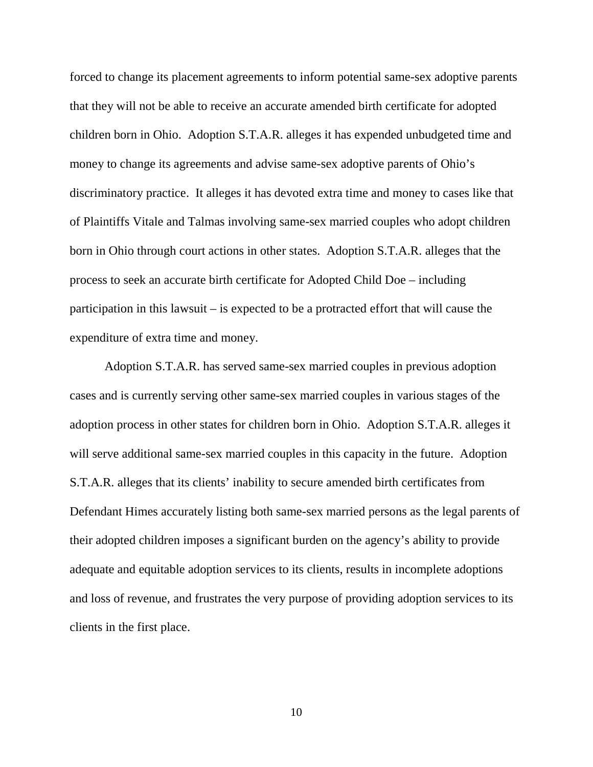forced to change its placement agreements to inform potential same-sex adoptive parents that they will not be able to receive an accurate amended birth certificate for adopted children born in Ohio. Adoption S.T.A.R. alleges it has expended unbudgeted time and money to change its agreements and advise same-sex adoptive parents of Ohio's discriminatory practice. It alleges it has devoted extra time and money to cases like that of Plaintiffs Vitale and Talmas involving same-sex married couples who adopt children born in Ohio through court actions in other states. Adoption S.T.A.R. alleges that the process to seek an accurate birth certificate for Adopted Child Doe – including participation in this lawsuit – is expected to be a protracted effort that will cause the expenditure of extra time and money.

Adoption S.T.A.R. has served same-sex married couples in previous adoption cases and is currently serving other same-sex married couples in various stages of the adoption process in other states for children born in Ohio. Adoption S.T.A.R. alleges it will serve additional same-sex married couples in this capacity in the future. Adoption S.T.A.R. alleges that its clients' inability to secure amended birth certificates from Defendant Himes accurately listing both same-sex married persons as the legal parents of their adopted children imposes a significant burden on the agency's ability to provide adequate and equitable adoption services to its clients, results in incomplete adoptions and loss of revenue, and frustrates the very purpose of providing adoption services to its clients in the first place.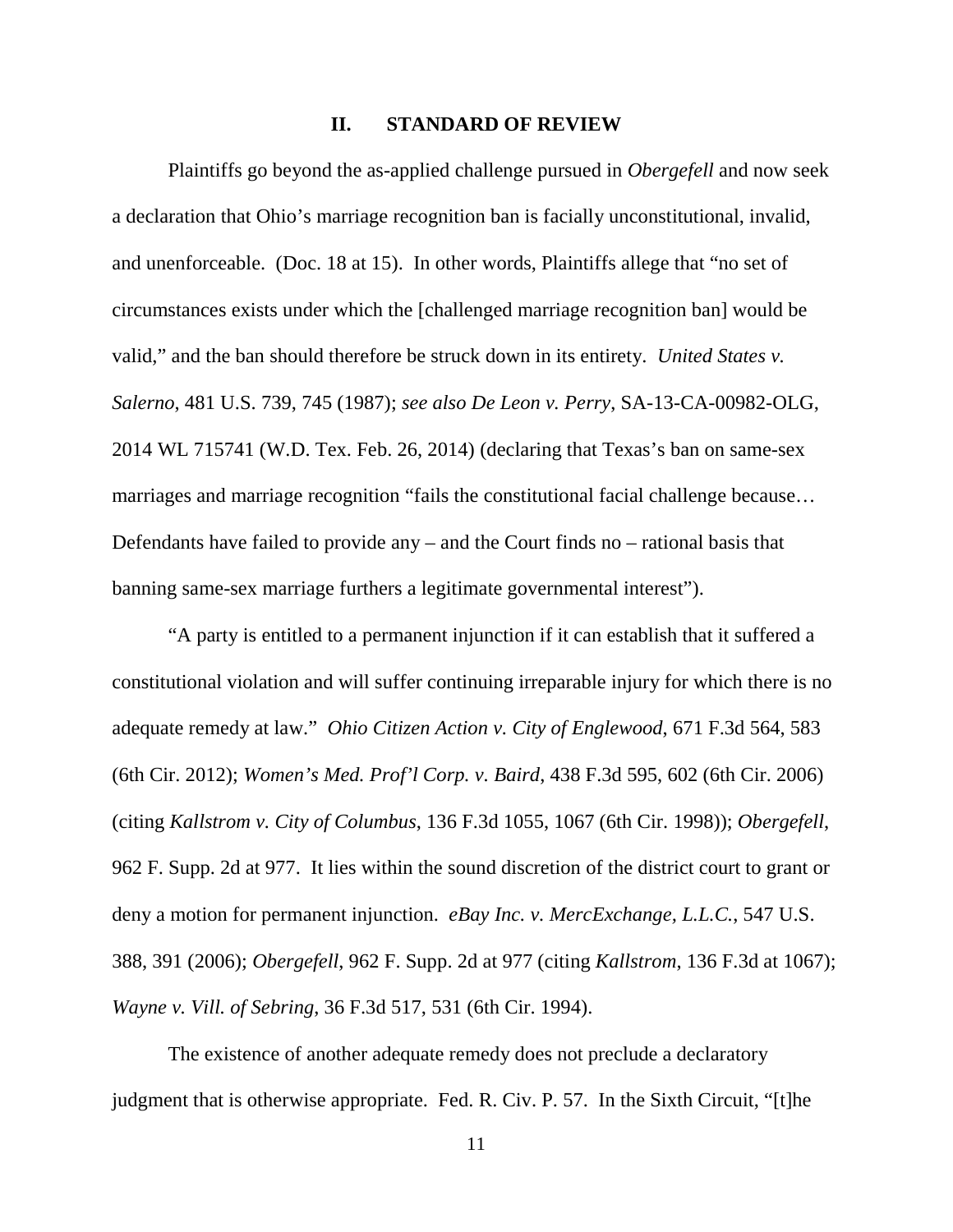## II. STANDARD OF REVIEW

Plaintiffs go beyond the as-applied challenge pursued in *Obergefell* and now seek a declaration that Ohio's marriage recognition ban is facially unconstitutional, invalid, and unenforceable. (Doc. 18 at 15). In other words, Plaintiffs allege that "no set of circumstances exists under which the [challenged marriage recognition ban] would be valid," and the ban should therefore be struck down in its entirety. *United States v. Salerno*, 481 U.S. 739, 745 (1987); *see also De Leon v. Perry*, SA-13-CA-00982-OLG, 2014 WL 715741 (W.D. Tex. Feb. 26, 2014) (declaring that Texas's ban on same-sex marriages and marriage recognition "fails the constitutional facial challenge because… Defendants have failed to provide any – and the Court finds no – rational basis that banning same-sex marriage furthers a legitimate governmental interest").

"A party is entitled to a permanent injunction if it can establish that it suffered a constitutional violation and will suffer continuing irreparable injury for which there is no adequate remedy at law." *Ohio Citizen Action v. City of Englewood*, 671 F.3d 564, 583 (6th Cir. 2012); *Women's Med. Prof'l Corp. v. Baird*, 438 F.3d 595, 602 (6th Cir. 2006) (citing *Kallstrom v. City of Columbus*, 136 F.3d 1055, 1067 (6th Cir. 1998)); *Obergefell*, 962 F. Supp. 2d at 977. It lies within the sound discretion of the district court to grant or deny a motion for permanent injunction. *eBay Inc. v. MercExchange, L.L.C.*, 547 U.S. 388, 391 (2006); *Obergefell*, 962 F. Supp. 2d at 977 (citing *Kallstrom*, 136 F.3d at 1067); *Wayne v. Vill. of Sebring*, 36 F.3d 517, 531 (6th Cir. 1994).

The existence of another adequate remedy does not preclude a declaratory judgment that is otherwise appropriate. Fed. R. Civ. P. 57. In the Sixth Circuit, "[t]he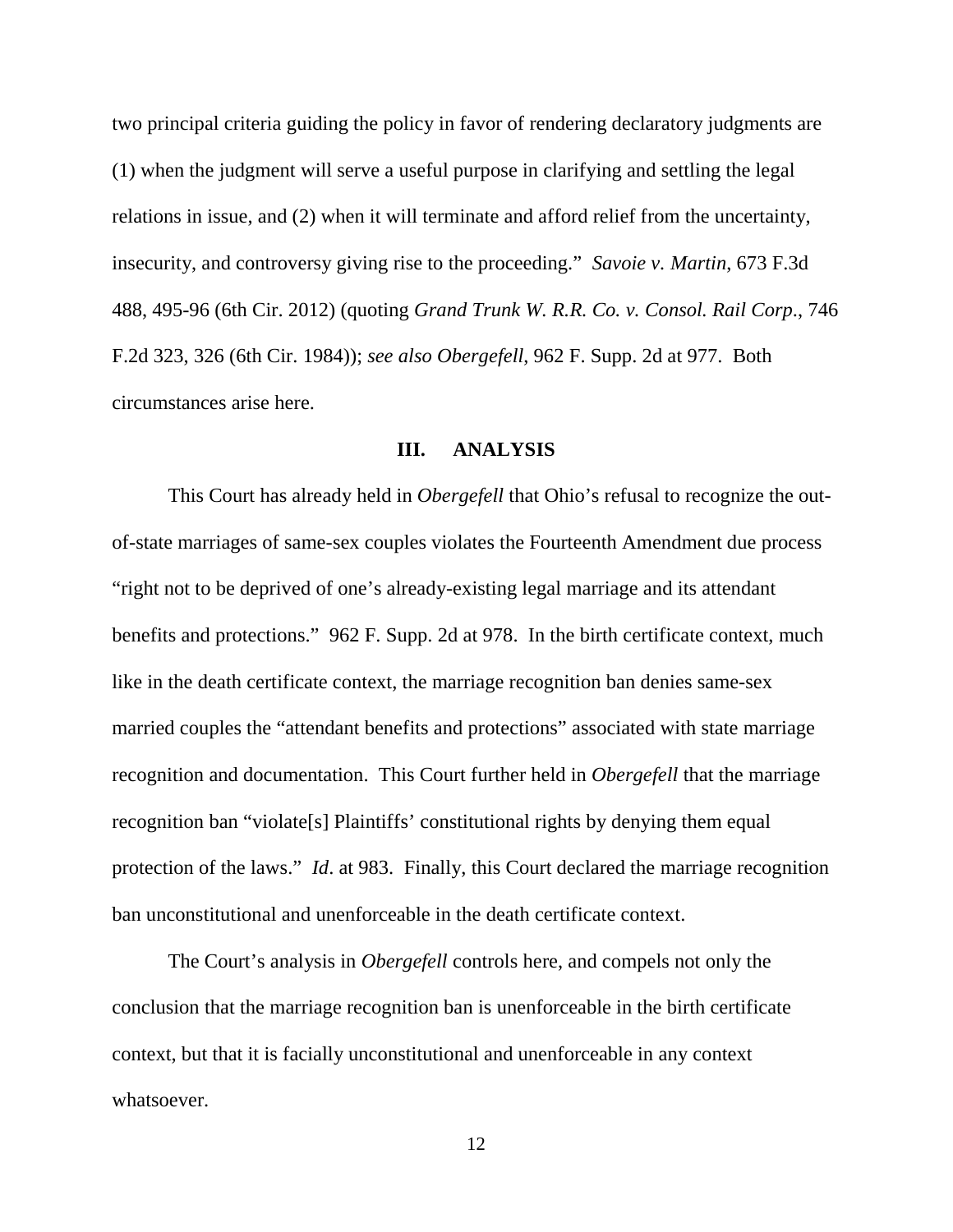two principal criteria guiding the policy in favor of rendering declaratory judgments are (1) when the judgment will serve a useful purpose in clarifying and settling the legal relations in issue, and (2) when it will terminate and afford relief from the uncertainty, insecurity, and controversy giving rise to the proceeding." *Savoie v. Martin*, 673 F.3d 488, 495-96 (6th Cir. 2012) (quoting *Grand Trunk W. R.R. Co. v. Consol. Rail Corp*., 746 F.2d 323, 326 (6th Cir. 1984)); *see also Obergefell*, 962 F. Supp. 2d at 977. Both circumstances arise here.

## III. ANALYSIS

This Court has already held in *Obergefell* that Ohio's refusal to recognize the out-of-state marriages of same-sex couples violates the Fourteenth Amendment due process "right not to be deprived of one's already-existing legal marriage and its attendant benefits and protections." 962 F. Supp. 2d at 978. In the birth certificate context, much like in the death certificate context, the marriage recognition ban denies same-sex married couples the "attendant benefits and protections" associated with state marriage recognition and documentation. This Court further held in *Obergefell* that the marriage recognition ban "violate[s] Plaintiffs' constitutional rights by denying them equal protection of the laws." *Id*. at 983. Finally, this Court declared the marriage recognition ban unconstitutional and unenforceable in the death certificate context.

The Court's analysis in *Obergefell* controls here, and compels not only the conclusion that the marriage recognition ban is unenforceable in the birth certificate context, but that it is facially unconstitutional and unenforceable in any context whatsoever.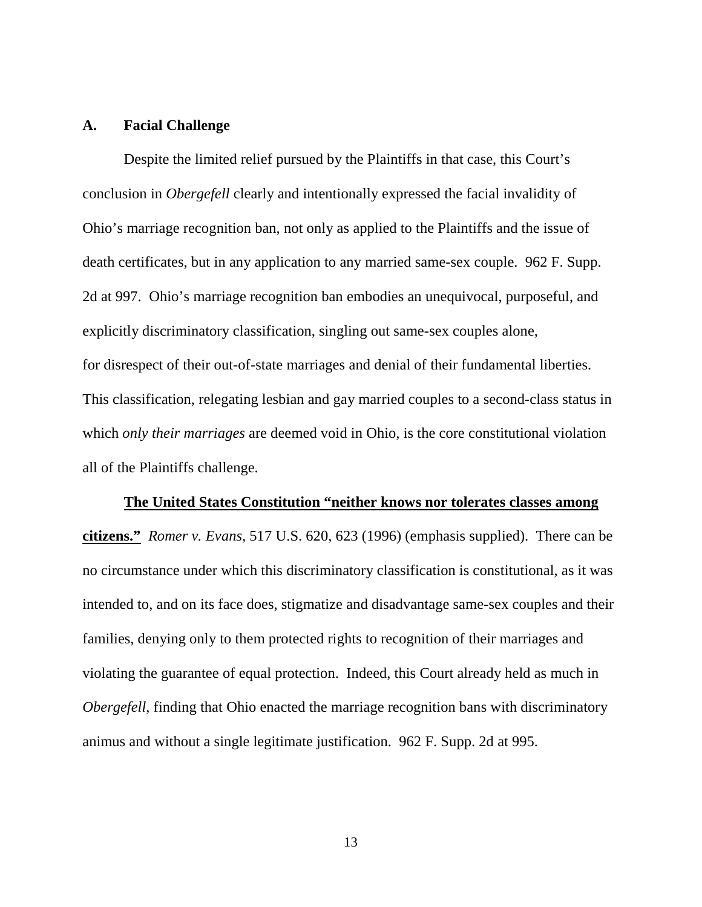## A. Facial Challenge

Despite the limited relief pursued by the Plaintiffs in that case, this Court's conclusion in *Obergefell* clearly and intentionally expressed the facial invalidity of Ohio's marriage recognition ban, not only as applied to the Plaintiffs and the issue of death certificates, but in any application to any married same-sex couple. 962 F. Supp. 2d at 997. Ohio's marriage recognition ban embodies an unequivocal, purposeful, and explicitly discriminatory classification, singling out same-sex couples alone, for disrespect of their out-of-state marriages and denial of their fundamental liberties. This classification, relegating lesbian and gay married couples to a second-class status in which *only their marriages* are deemed void in Ohio, is the core constitutional violation all of the Plaintiffs challenge.

<u>**The United States Constitution "neither knows nor tolerates classes among citizens."**</u> *Romer v. Evans*, 517 U.S. 620, 623 (1996) (emphasis supplied). There can be no circumstance under which this discriminatory classification is constitutional, as it was intended to, and on its face does, stigmatize and disadvantage same-sex couples and their families, denying only to them protected rights to recognition of their marriages and violating the guarantee of equal protection. Indeed, this Court already held as much in *Obergefell*, finding that Ohio enacted the marriage recognition bans with discriminatory animus and without a single legitimate justification. 962 F. Supp. 2d at 995.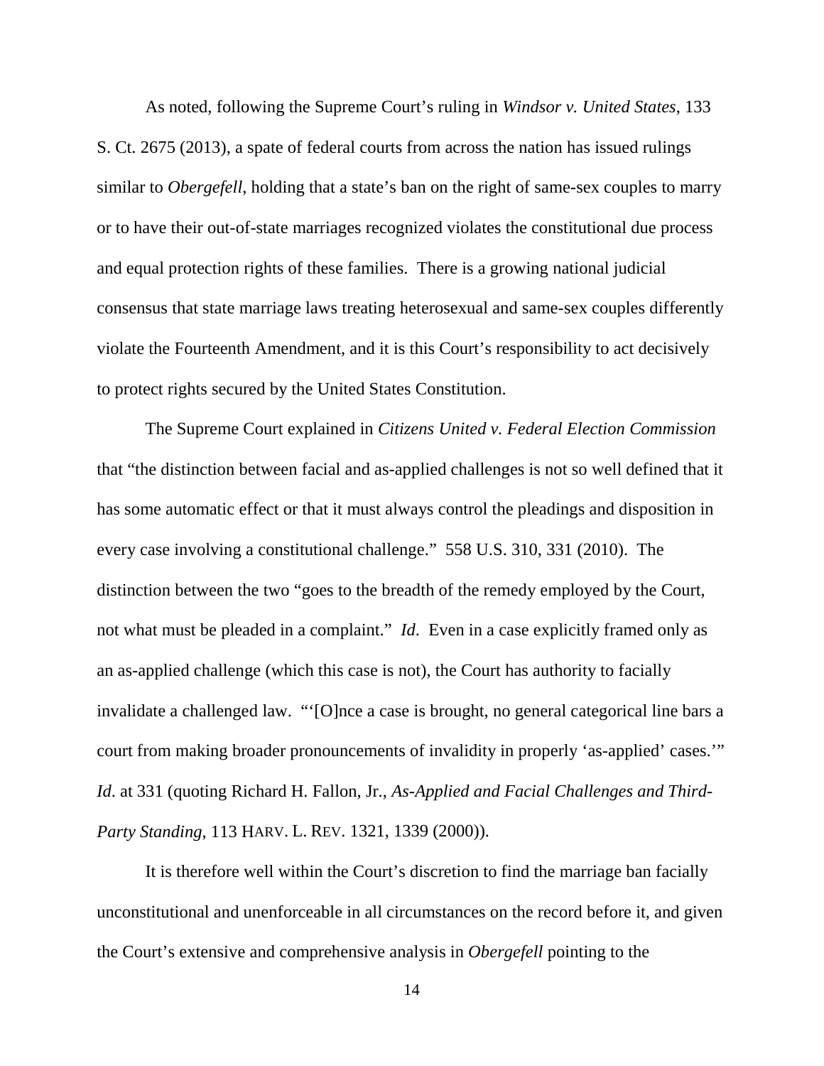As noted, following the Supreme Court's ruling in *Windsor v. United States*, 133 S. Ct. 2675 (2013), a spate of federal courts from across the nation has issued rulings similar to *Obergefell*, holding that a state's ban on the right of same-sex couples to marry or to have their out-of-state marriages recognized violates the constitutional due process and equal protection rights of these families. There is a growing national judicial consensus that state marriage laws treating heterosexual and same-sex couples differently violate the Fourteenth Amendment, and it is this Court's responsibility to act decisively to protect rights secured by the United States Constitution.

The Supreme Court explained in *Citizens United v. Federal Election Commission* that "the distinction between facial and as-applied challenges is not so well defined that it has some automatic effect or that it must always control the pleadings and disposition in every case involving a constitutional challenge." 558 U.S. 310, 331 (2010). The distinction between the two "goes to the breadth of the remedy employed by the Court, not what must be pleaded in a complaint." *Id*. Even in a case explicitly framed only as an as-applied challenge (which this case is not), the Court has authority to facially invalidate a challenged law. "'[O]nce a case is brought, no general categorical line bars a court from making broader pronouncements of invalidity in properly 'as-applied' cases.'" *Id*. at 331 (quoting Richard H. Fallon, Jr., *As-Applied and Facial Challenges and Third-Party Standing*, 113 HARV. L. REV. 1321, 1339 (2000)).

It is therefore well within the Court's discretion to find the marriage ban facially unconstitutional and unenforceable in all circumstances on the record before it, and given the Court's extensive and comprehensive analysis in *Obergefell* pointing to the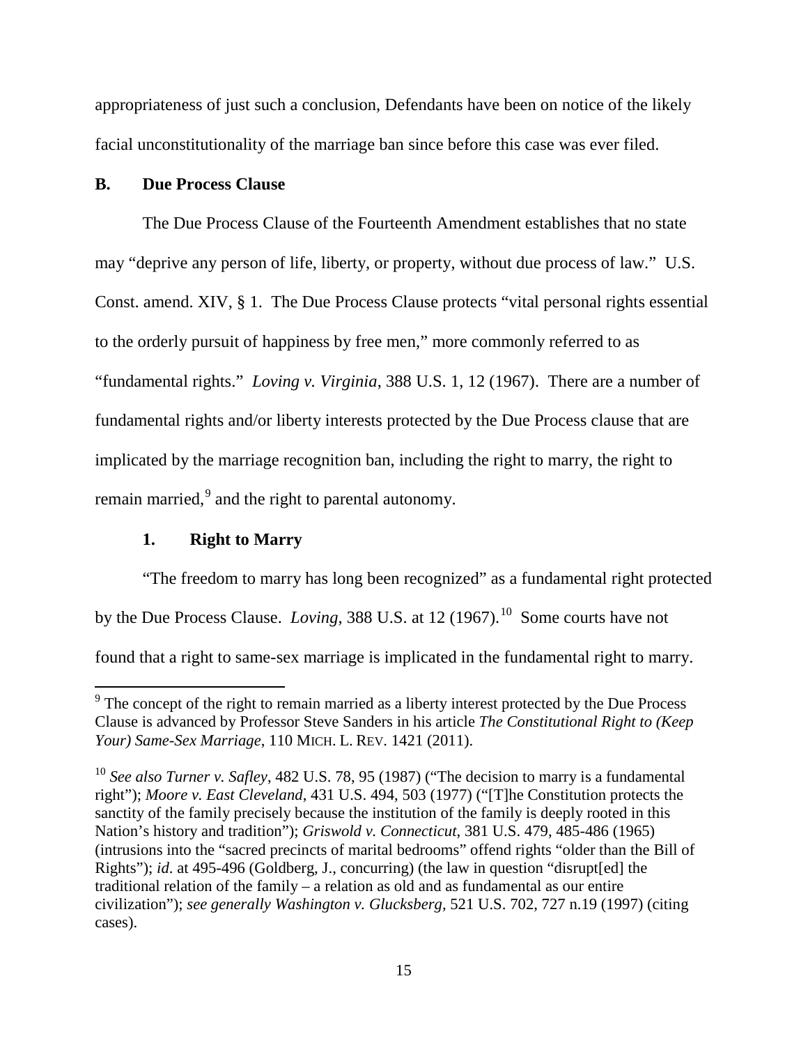appropriateness of just such a conclusion, Defendants have been on notice of the likely facial unconstitutionality of the marriage ban since before this case was ever filed.

### B. Due Process Clause

The Due Process Clause of the Fourteenth Amendment establishes that no state may "deprive any person of life, liberty, or property, without due process of law." U.S. Const. amend. XIV, § 1. The Due Process Clause protects "vital personal rights essential to the orderly pursuit of happiness by free men," more commonly referred to as "fundamental rights." *Loving v. Virginia*, 388 U.S. 1, 12 (1967). There are a number of fundamental rights and/or liberty interests protected by the Due Process clause that are implicated by the marriage recognition ban, including the right to marry, the right to remain married,[9] and the right to parental autonomy.

#### 1. Right to Marry

"The freedom to marry has long been recognized" as a fundamental right protected by the Due Process Clause. *Loving*, 388 U.S. at 12 (1967).[10] Some courts have not found that a right to same-sex marriage is implicated in the fundamental right to marry.

---

[9] The concept of the right to remain married as a liberty interest protected by the Due Process Clause is advanced by Professor Steve Sanders in his article *The Constitutional Right to (Keep Your) Same-Sex Marriage*, 110 MICH. L. REV. 1421 (2011).

[10] *See also Turner v. Safley*, 482 U.S. 78, 95 (1987) ("The decision to marry is a fundamental right"); *Moore v. East Cleveland*, 431 U.S. 494, 503 (1977) ("[T]he Constitution protects the sanctity of the family precisely because the institution of the family is deeply rooted in this Nation's history and tradition"); *Griswold v. Connecticut*, 381 U.S. 479, 485-486 (1965) (intrusions into the "sacred precincts of marital bedrooms" offend rights "older than the Bill of Rights"); *id*. at 495-496 (Goldberg, J., concurring) (the law in question "disrupt[ed] the traditional relation of the family – a relation as old and as fundamental as our entire civilization"); *see generally Washington v. Glucksberg*, 521 U.S. 702, 727 n.19 (1997) (citing cases).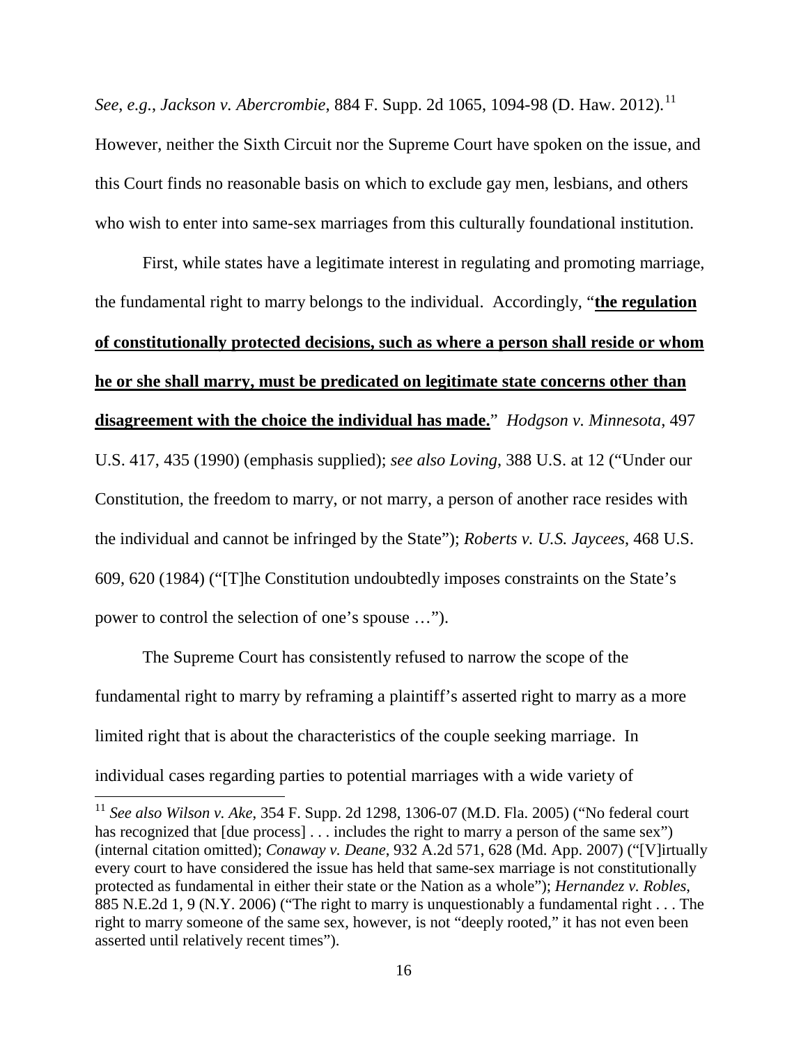*See*, *e.g.*, *Jackson v. Abercrombie*, 884 F. Supp. 2d 1065, 1094-98 (D. Haw. 2012).[11] However, neither the Sixth Circuit nor the Supreme Court have spoken on the issue, and this Court finds no reasonable basis on which to exclude gay men, lesbians, and others who wish to enter into same-sex marriages from this culturally foundational institution.

First, while states have a legitimate interest in regulating and promoting marriage, the fundamental right to marry belongs to the individual. Accordingly, "**<u>the regulation of constitutionally protected decisions, such as where a person shall reside or whom he or she shall marry, must be predicated on legitimate state concerns other than disagreement with the choice the individual has made.</u>**" *Hodgson v. Minnesota*, 497 U.S. 417, 435 (1990) (emphasis supplied); *see also Loving*, 388 U.S. at 12 ("Under our Constitution, the freedom to marry, or not marry, a person of another race resides with the individual and cannot be infringed by the State"); *Roberts v. U.S. Jaycees*, 468 U.S. 609, 620 (1984) ("[T]he Constitution undoubtedly imposes constraints on the State's power to control the selection of one's spouse …").

The Supreme Court has consistently refused to narrow the scope of the fundamental right to marry by reframing a plaintiff's asserted right to marry as a more limited right that is about the characteristics of the couple seeking marriage. In individual cases regarding parties to potential marriages with a wide variety of

---

[11] *See also Wilson v. Ake*, 354 F. Supp. 2d 1298, 1306-07 (M.D. Fla. 2005) ("No federal court has recognized that [due process] . . . includes the right to marry a person of the same sex") (internal citation omitted); *Conaway v. Deane*, 932 A.2d 571, 628 (Md. App. 2007) ("[V]irtually every court to have considered the issue has held that same-sex marriage is not constitutionally protected as fundamental in either their state or the Nation as a whole"); *Hernandez v. Robles*, 885 N.E.2d 1, 9 (N.Y. 2006) ("The right to marry is unquestionably a fundamental right . . . The right to marry someone of the same sex, however, is not "deeply rooted," it has not even been asserted until relatively recent times").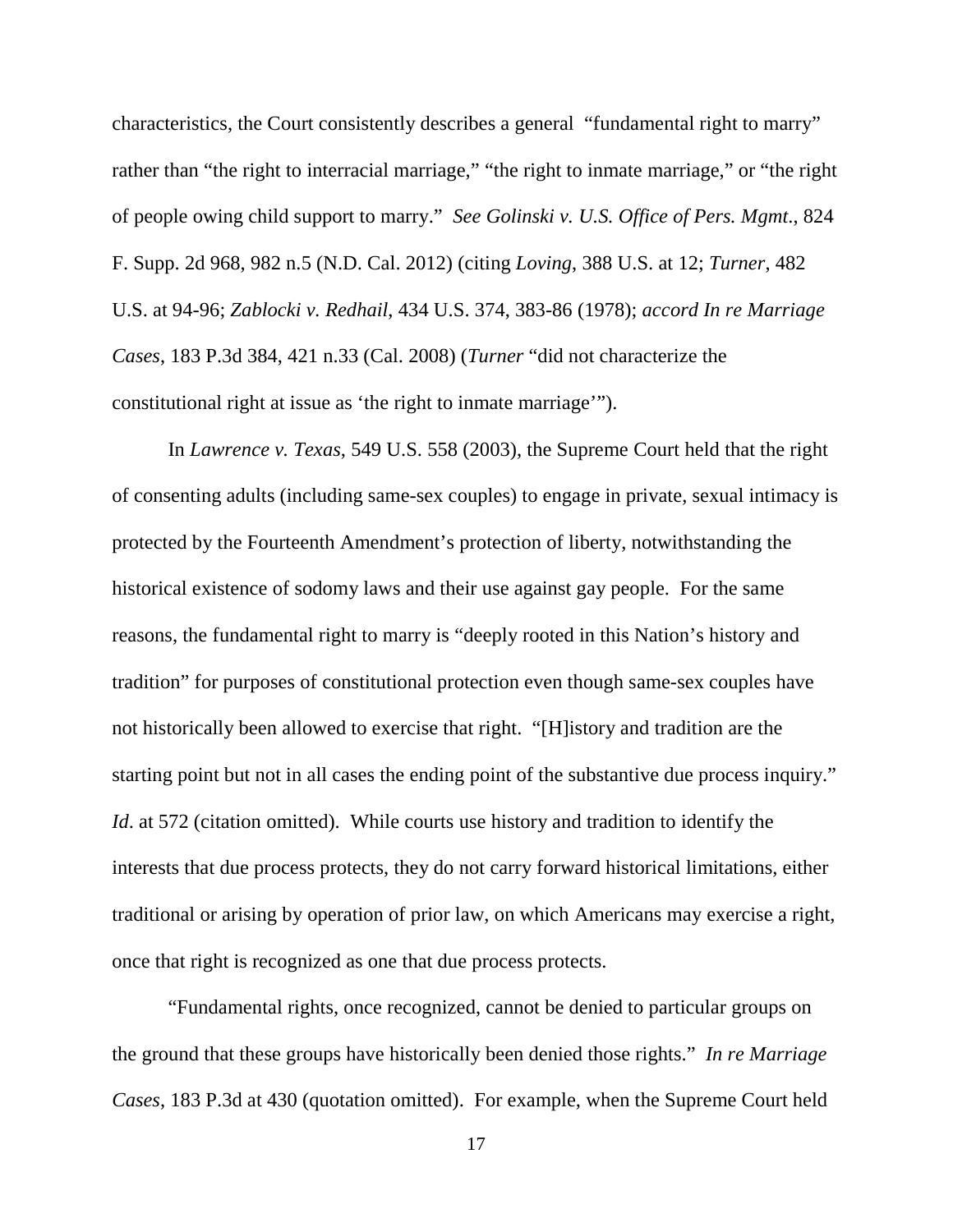characteristics, the Court consistently describes a general "fundamental right to marry" rather than "the right to interracial marriage," "the right to inmate marriage," or "the right of people owing child support to marry." *See Golinski v. U.S. Office of Pers. Mgmt.*, 824 F. Supp. 2d 968, 982 n.5 (N.D. Cal. 2012) (citing *Loving*, 388 U.S. at 12; *Turner*, 482 U.S. at 94-96; *Zablocki v. Redhail*, 434 U.S. 374, 383-86 (1978); *accord In re Marriage Cases*, 183 P.3d 384, 421 n.33 (Cal. 2008) (*Turner* "did not characterize the constitutional right at issue as 'the right to inmate marriage'").

In *Lawrence v. Texas*, 549 U.S. 558 (2003), the Supreme Court held that the right of consenting adults (including same-sex couples) to engage in private, sexual intimacy is protected by the Fourteenth Amendment's protection of liberty, notwithstanding the historical existence of sodomy laws and their use against gay people. For the same reasons, the fundamental right to marry is "deeply rooted in this Nation's history and tradition" for purposes of constitutional protection even though same-sex couples have not historically been allowed to exercise that right. "[H]istory and tradition are the starting point but not in all cases the ending point of the substantive due process inquiry." *Id*. at 572 (citation omitted). While courts use history and tradition to identify the interests that due process protects, they do not carry forward historical limitations, either traditional or arising by operation of prior law, on which Americans may exercise a right, once that right is recognized as one that due process protects.

"Fundamental rights, once recognized, cannot be denied to particular groups on the ground that these groups have historically been denied those rights." *In re Marriage Cases*, 183 P.3d at 430 (quotation omitted). For example, when the Supreme Court held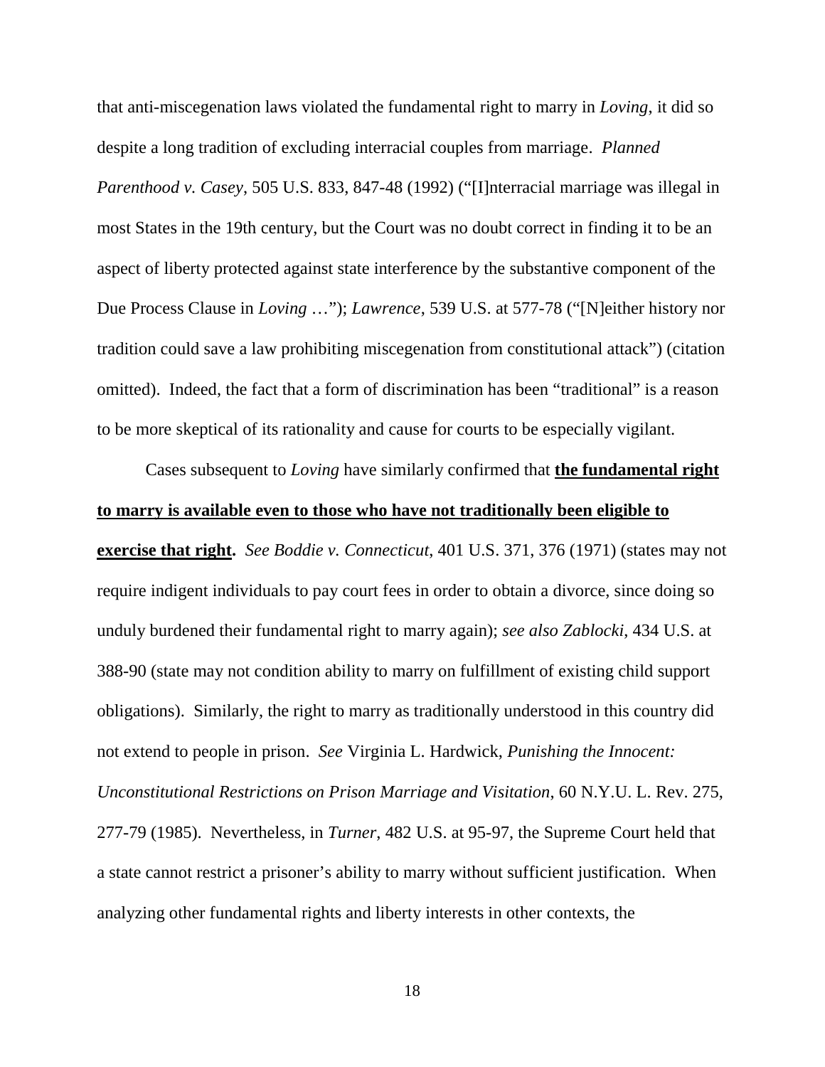that anti-miscegenation laws violated the fundamental right to marry in *Loving*, it did so despite a long tradition of excluding interracial couples from marriage. *Planned Parenthood v. Casey*, 505 U.S. 833, 847-48 (1992) ("[I]nterracial marriage was illegal in most States in the 19th century, but the Court was no doubt correct in finding it to be an aspect of liberty protected against state interference by the substantive component of the Due Process Clause in *Loving* …"); *Lawrence*, 539 U.S. at 577-78 ("[N]either history nor tradition could save a law prohibiting miscegenation from constitutional attack") (citation omitted). Indeed, the fact that a form of discrimination has been "traditional" is a reason to be more skeptical of its rationality and cause for courts to be especially vigilant.

Cases subsequent to *Loving* have similarly confirmed that **<u>the fundamental right to marry is available even to those who have not traditionally been eligible to exercise that right</u>.** *See Boddie v. Connecticut*, 401 U.S. 371, 376 (1971) (states may not require indigent individuals to pay court fees in order to obtain a divorce, since doing so unduly burdened their fundamental right to marry again); *see also Zablocki*, 434 U.S. at 388-90 (state may not condition ability to marry on fulfillment of existing child support obligations). Similarly, the right to marry as traditionally understood in this country did not extend to people in prison. *See* Virginia L. Hardwick, *Punishing the Innocent: Unconstitutional Restrictions on Prison Marriage and Visitation*, 60 N.Y.U. L. Rev. 275, 277-79 (1985). Nevertheless, in *Turner*, 482 U.S. at 95-97, the Supreme Court held that a state cannot restrict a prisoner's ability to marry without sufficient justification. When analyzing other fundamental rights and liberty interests in other contexts, the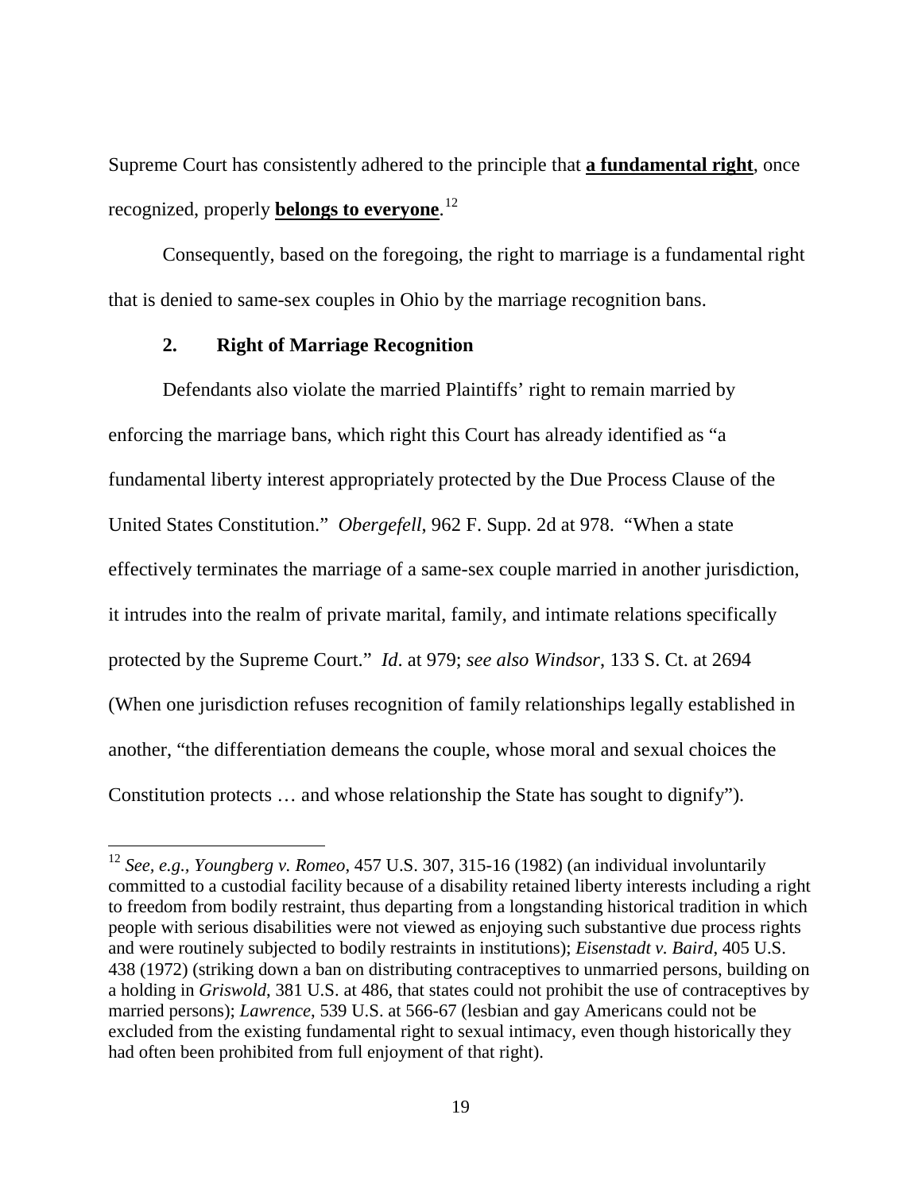Supreme Court has consistently adhered to the principle that **<u>a fundamental right</u>**, once recognized, properly **<u>belongs to everyone</u>**.[12]

Consequently, based on the foregoing, the right to marriage is a fundamental right that is denied to same-sex couples in Ohio by the marriage recognition bans.

### 2. Right of Marriage Recognition

Defendants also violate the married Plaintiffs' right to remain married by enforcing the marriage bans, which right this Court has already identified as "a fundamental liberty interest appropriately protected by the Due Process Clause of the United States Constitution." *Obergefell*, 962 F. Supp. 2d at 978. "When a state effectively terminates the marriage of a same-sex couple married in another jurisdiction, it intrudes into the realm of private marital, family, and intimate relations specifically protected by the Supreme Court." *Id*. at 979; *see also Windsor*, 133 S. Ct. at 2694 (When one jurisdiction refuses recognition of family relationships legally established in another, "the differentiation demeans the couple, whose moral and sexual choices the Constitution protects … and whose relationship the State has sought to dignify").

---

[12] *See, e.g., Youngberg v. Romeo*, 457 U.S. 307, 315-16 (1982) (an individual involuntarily committed to a custodial facility because of a disability retained liberty interests including a right to freedom from bodily restraint, thus departing from a longstanding historical tradition in which people with serious disabilities were not viewed as enjoying such substantive due process rights and were routinely subjected to bodily restraints in institutions); *Eisenstadt v. Baird*, 405 U.S. 438 (1972) (striking down a ban on distributing contraceptives to unmarried persons, building on a holding in *Griswold*, 381 U.S. at 486, that states could not prohibit the use of contraceptives by married persons); *Lawrence*, 539 U.S. at 566-67 (lesbian and gay Americans could not be excluded from the existing fundamental right to sexual intimacy, even though historically they had often been prohibited from full enjoyment of that right).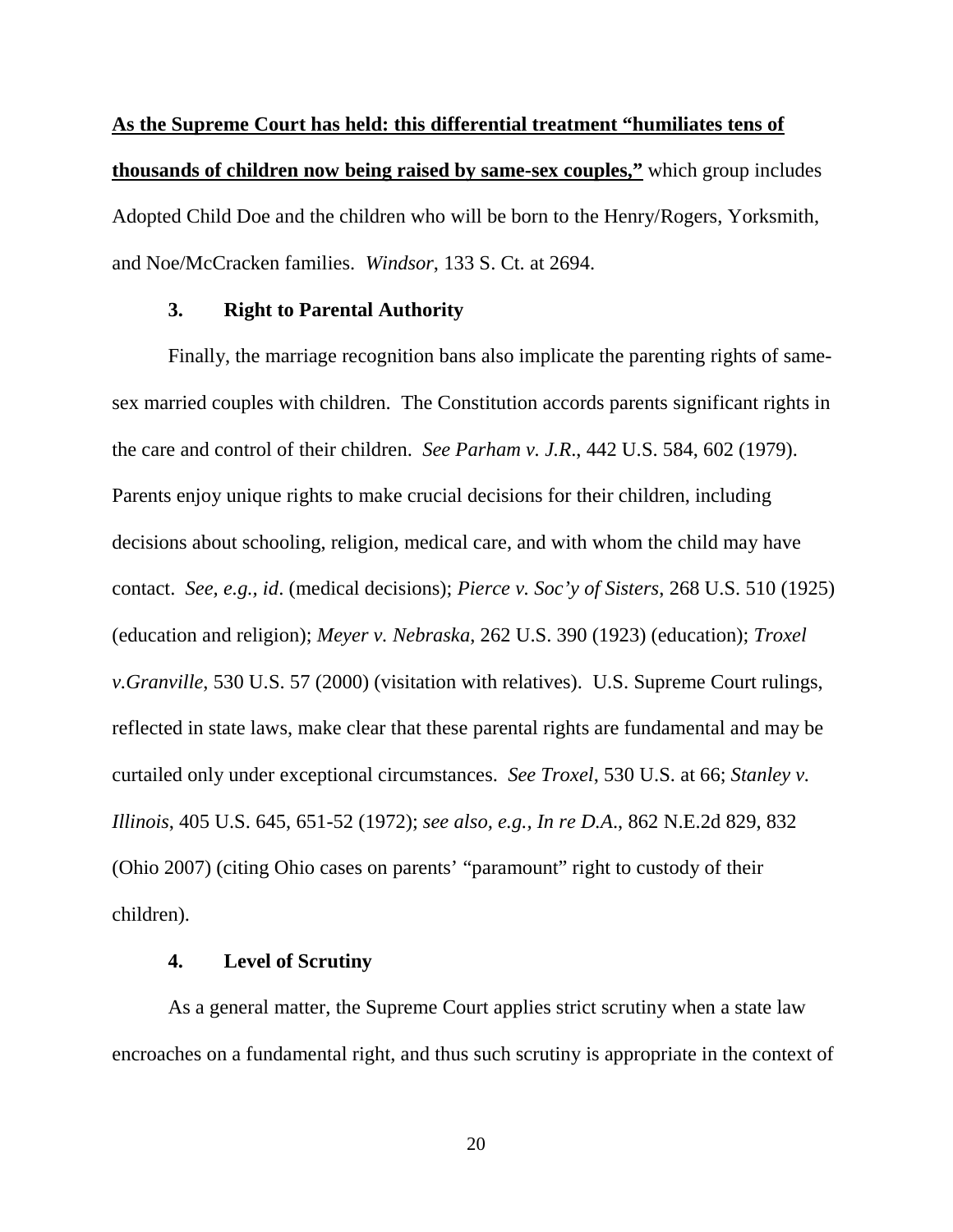**<u>As the Supreme Court has held: this differential treatment "humiliates tens of thousands of children now being raised by same-sex couples,"</u>** which group includes Adopted Child Doe and the children who will be born to the Henry/Rogers, Yorksmith, and Noe/McCracken families. *Windsor*, 133 S. Ct. at 2694.

### 3. Right to Parental Authority

Finally, the marriage recognition bans also implicate the parenting rights of same-sex married couples with children. The Constitution accords parents significant rights in the care and control of their children. *See Parham v. J.R*., 442 U.S. 584, 602 (1979). Parents enjoy unique rights to make crucial decisions for their children, including decisions about schooling, religion, medical care, and with whom the child may have contact. *See, e.g., id*. (medical decisions); *Pierce v. Soc'y of Sisters*, 268 U.S. 510 (1925) (education and religion); *Meyer v. Nebraska*, 262 U.S. 390 (1923) (education); *Troxel v.Granville*, 530 U.S. 57 (2000) (visitation with relatives). U.S. Supreme Court rulings, reflected in state laws, make clear that these parental rights are fundamental and may be curtailed only under exceptional circumstances. *See Troxel*, 530 U.S. at 66; *Stanley v. Illinois*, 405 U.S. 645, 651-52 (1972); *see also, e.g., In re D.A*., 862 N.E.2d 829, 832 (Ohio 2007) (citing Ohio cases on parents' "paramount" right to custody of their children).

### 4. Level of Scrutiny

As a general matter, the Supreme Court applies strict scrutiny when a state law encroaches on a fundamental right, and thus such scrutiny is appropriate in the context of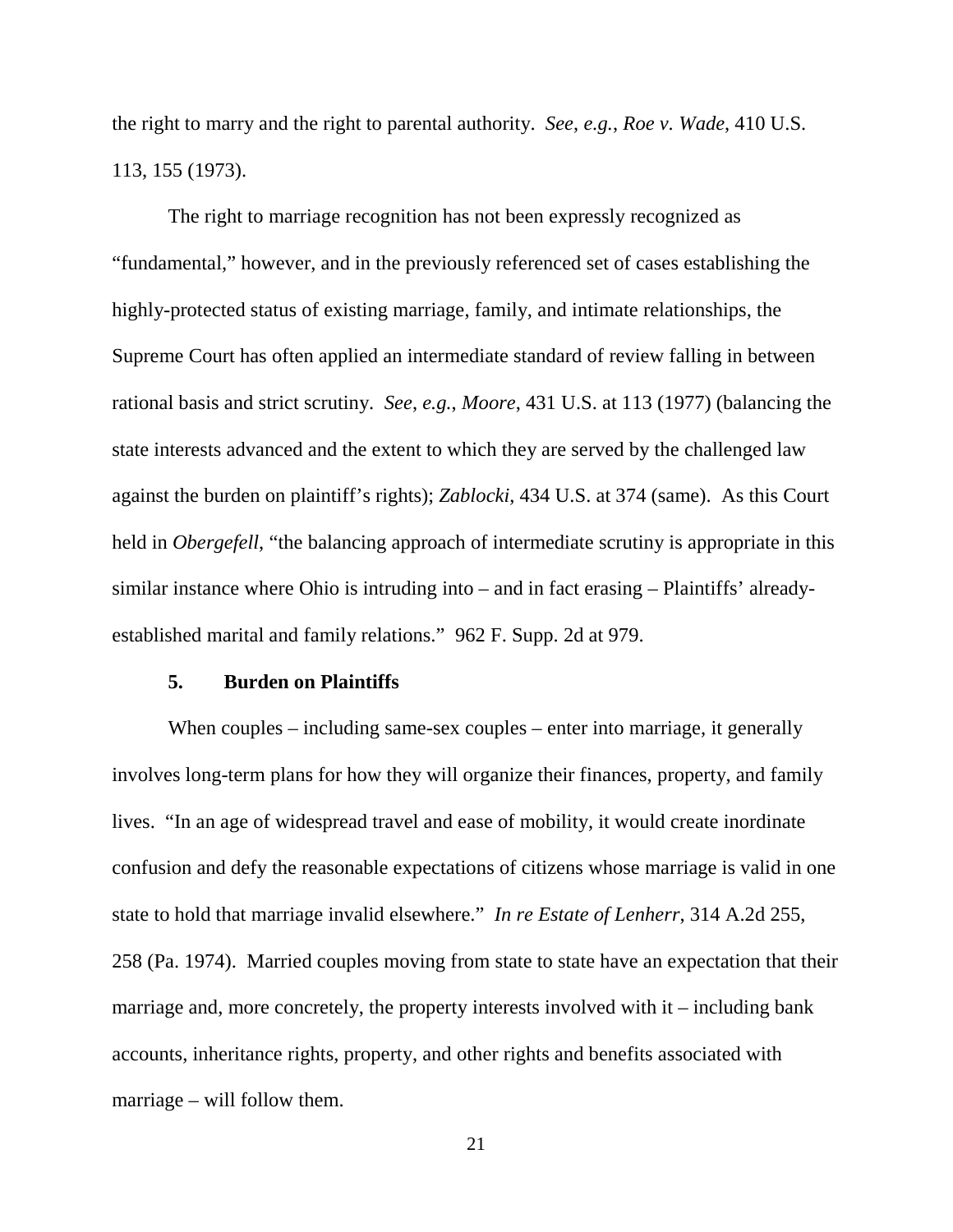the right to marry and the right to parental authority. *See*, *e.g.*, *Roe v. Wade*, 410 U.S. 113, 155 (1973).

The right to marriage recognition has not been expressly recognized as "fundamental," however, and in the previously referenced set of cases establishing the highly-protected status of existing marriage, family, and intimate relationships, the Supreme Court has often applied an intermediate standard of review falling in between rational basis and strict scrutiny. *See*, *e.g.*, *Moore*, 431 U.S. at 113 (1977) (balancing the state interests advanced and the extent to which they are served by the challenged law against the burden on plaintiff's rights); *Zablocki*, 434 U.S. at 374 (same). As this Court held in *Obergefell*, "the balancing approach of intermediate scrutiny is appropriate in this similar instance where Ohio is intruding into – and in fact erasing – Plaintiffs' already-established marital and family relations." 962 F. Supp. 2d at 979.

### 5. Burden on Plaintiffs

When couples – including same-sex couples – enter into marriage, it generally involves long-term plans for how they will organize their finances, property, and family lives. "In an age of widespread travel and ease of mobility, it would create inordinate confusion and defy the reasonable expectations of citizens whose marriage is valid in one state to hold that marriage invalid elsewhere." *In re Estate of Lenherr*, 314 A.2d 255, 258 (Pa. 1974). Married couples moving from state to state have an expectation that their marriage and, more concretely, the property interests involved with it – including bank accounts, inheritance rights, property, and other rights and benefits associated with marriage – will follow them.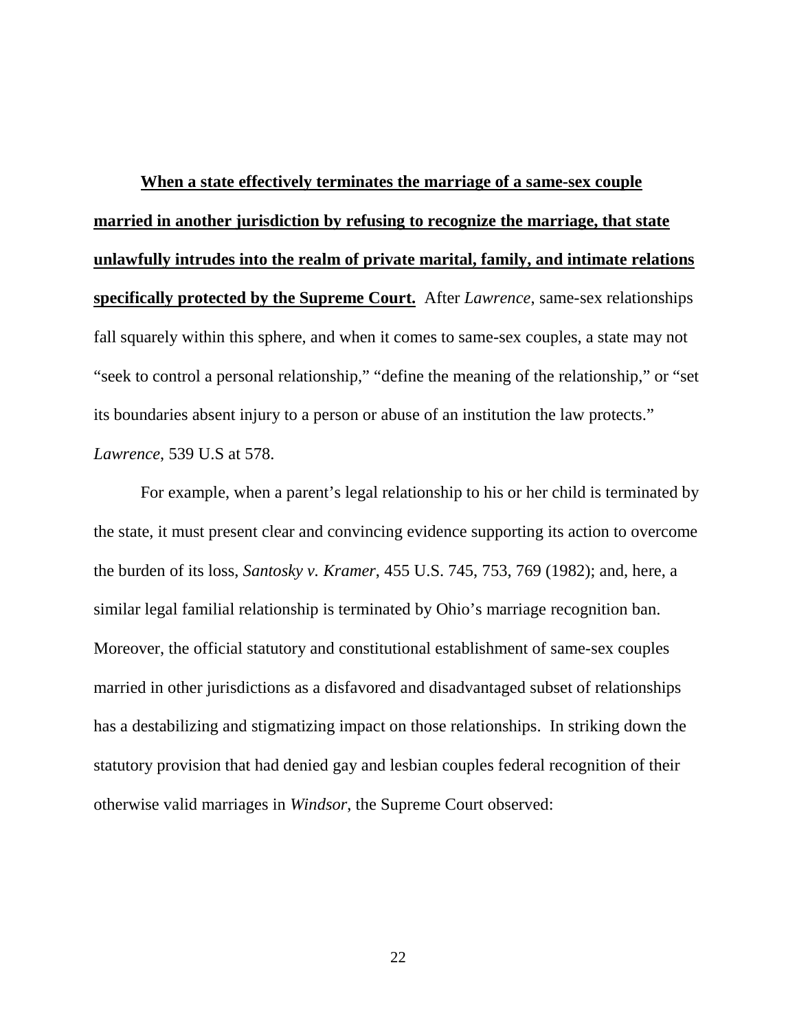**When a state effectively terminates the marriage of a same-sex couple married in another jurisdiction by refusing to recognize the marriage, that state unlawfully intrudes into the realm of private marital, family, and intimate relations specifically protected by the Supreme Court.** After *Lawrence*, same-sex relationships fall squarely within this sphere, and when it comes to same-sex couples, a state may not "seek to control a personal relationship," "define the meaning of the relationship," or "set its boundaries absent injury to a person or abuse of an institution the law protects." *Lawrence*, 539 U.S at 578.

For example, when a parent's legal relationship to his or her child is terminated by the state, it must present clear and convincing evidence supporting its action to overcome the burden of its loss, *Santosky v. Kramer*, 455 U.S. 745, 753, 769 (1982); and, here, a similar legal familial relationship is terminated by Ohio's marriage recognition ban. Moreover, the official statutory and constitutional establishment of same-sex couples married in other jurisdictions as a disfavored and disadvantaged subset of relationships has a destabilizing and stigmatizing impact on those relationships. In striking down the statutory provision that had denied gay and lesbian couples federal recognition of their otherwise valid marriages in *Windsor*, the Supreme Court observed: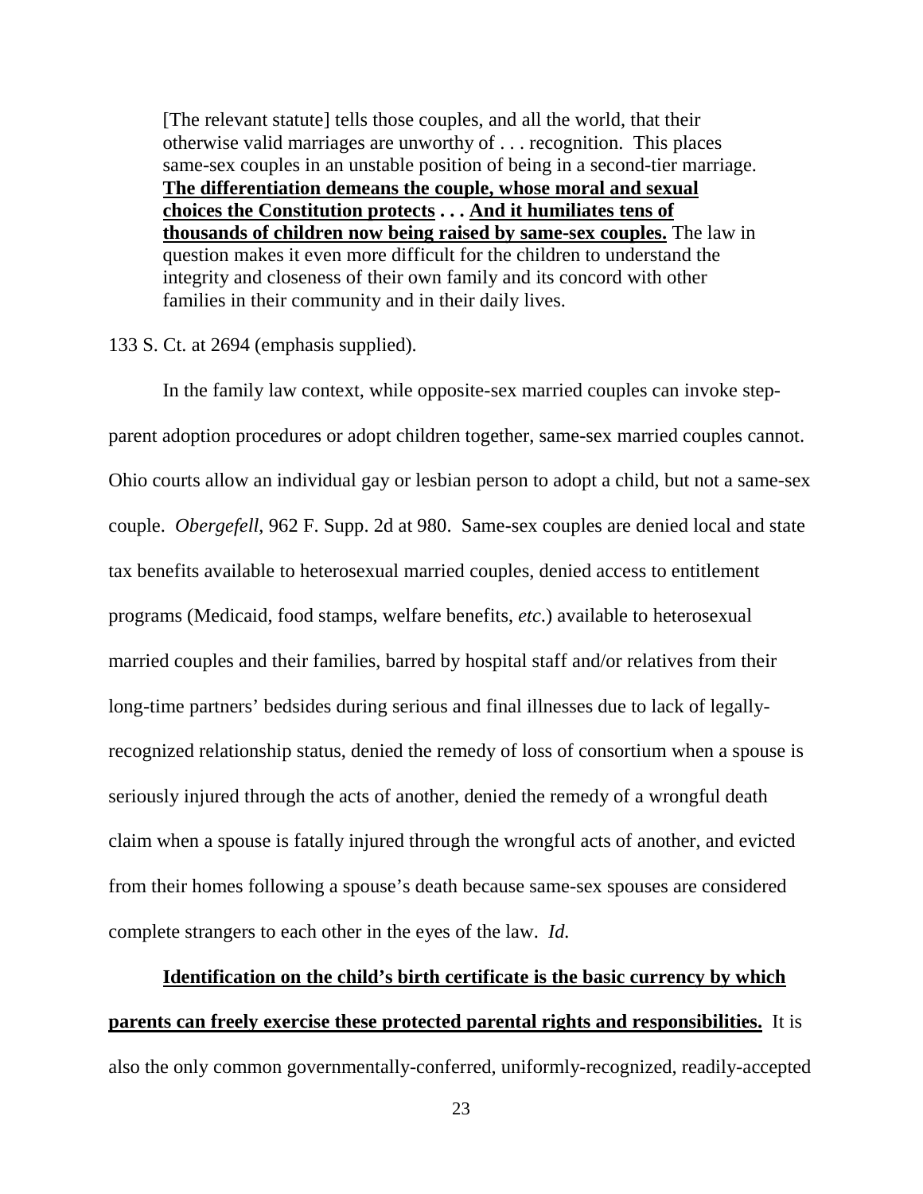> [The relevant statute] tells those couples, and all the world, that their otherwise valid marriages are unworthy of . . . recognition. This places same-sex couples in an unstable position of being in a second-tier marriage. **<u>The differentiation demeans the couple, whose moral and sexual choices the Constitution protects</u> . . . <u>And it humiliates tens of thousands of children now being raised by same-sex couples.</u>** The law in question makes it even more difficult for the children to understand the integrity and closeness of their own family and its concord with other families in their community and in their daily lives.

133 S. Ct. at 2694 (emphasis supplied).

In the family law context, while opposite-sex married couples can invoke step-parent adoption procedures or adopt children together, same-sex married couples cannot. Ohio courts allow an individual gay or lesbian person to adopt a child, but not a same-sex couple. *Obergefell*, 962 F. Supp. 2d at 980. Same-sex couples are denied local and state tax benefits available to heterosexual married couples, denied access to entitlement programs (Medicaid, food stamps, welfare benefits, *etc*.) available to heterosexual married couples and their families, barred by hospital staff and/or relatives from their long-time partners' bedsides during serious and final illnesses due to lack of legally-recognized relationship status, denied the remedy of loss of consortium when a spouse is seriously injured through the acts of another, denied the remedy of a wrongful death claim when a spouse is fatally injured through the wrongful acts of another, and evicted from their homes following a spouse's death because same-sex spouses are considered complete strangers to each other in the eyes of the law. *Id.*

**<u>Identification on the child's birth certificate is the basic currency by which parents can freely exercise these protected parental rights and responsibilities.</u>** It is also the only common governmentally-conferred, uniformly-recognized, readily-accepted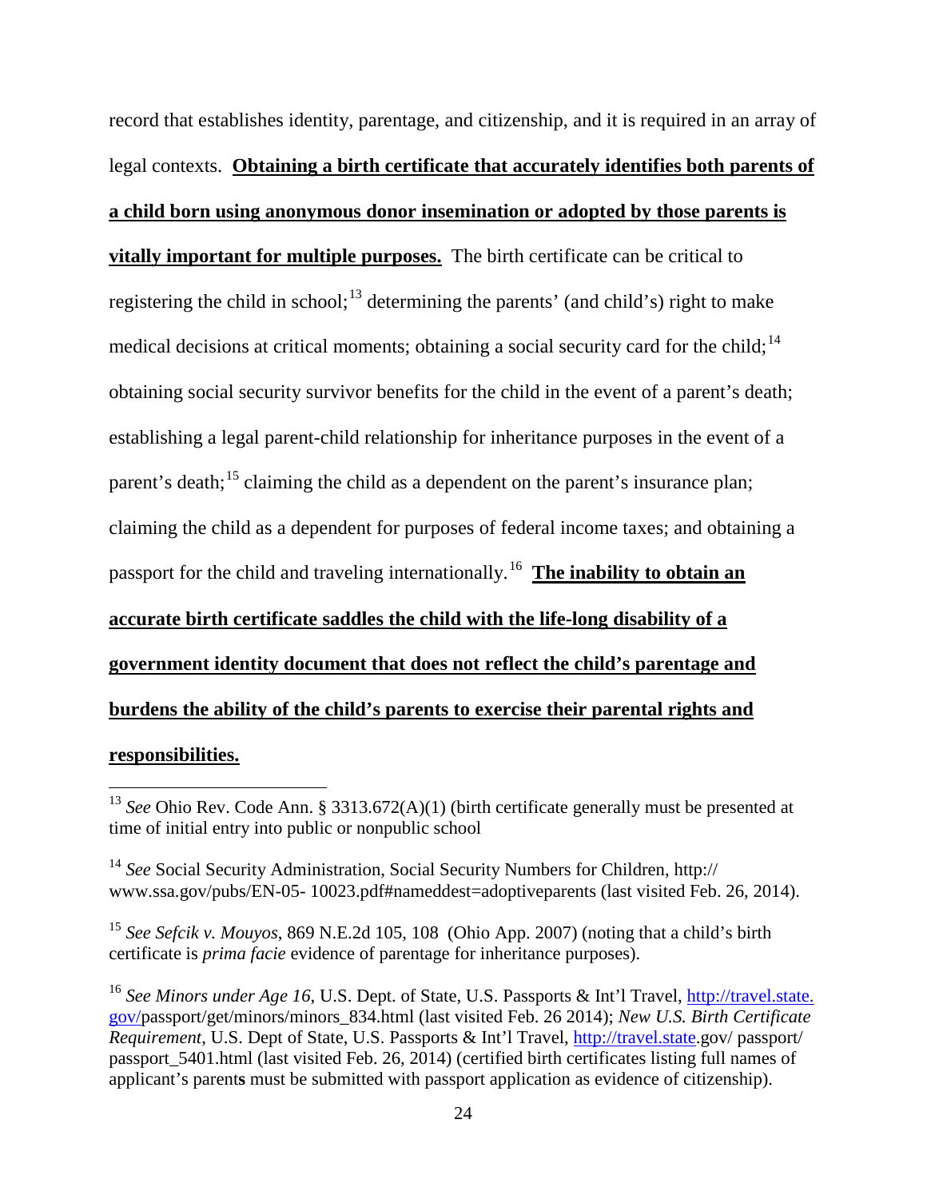record that establishes identity, parentage, and citizenship, and it is required in an array of legal contexts. **Obtaining a birth certificate that accurately identifies both parents of a child born using anonymous donor insemination or adopted by those parents is vitally important for multiple purposes.** The birth certificate can be critical to registering the child in school;[13] determining the parents' (and child's) right to make medical decisions at critical moments; obtaining a social security card for the child;[14] obtaining social security survivor benefits for the child in the event of a parent's death; establishing a legal parent-child relationship for inheritance purposes in the event of a parent's death;[15] claiming the child as a dependent on the parent's insurance plan; claiming the child as a dependent for purposes of federal income taxes; and obtaining a passport for the child and traveling internationally.[16] **The inability to obtain an accurate birth certificate saddles the child with the life-long disability of a government identity document that does not reflect the child's parentage and burdens the ability of the child's parents to exercise their parental rights and responsibilities.**

---

[13] *See* Ohio Rev. Code Ann. § 3313.672(A)(1) (birth certificate generally must be presented at time of initial entry into public or nonpublic school

[14] *See* Social Security Administration, Social Security Numbers for Children, http:// www.ssa.gov/pubs/EN-05- 10023.pdf#nameddest=adoptiveparents (last visited Feb. 26, 2014).

[15] *See Sefcik v. Mouyos*, 869 N.E.2d 105, 108 (Ohio App. 2007) (noting that a child's birth certificate is *prima facie* evidence of parentage for inheritance purposes).

[16] *See Minors under Age 16*, U.S. Dept. of State, U.S. Passports & Int'l Travel, http://travel.state.gov/passport/get/minors/minors_834.html (last visited Feb. 26 2014); *New U.S. Birth Certificate Requirement*, U.S. Dept of State, U.S. Passports & Int'l Travel, http://travel.state.gov/ passport/ passport_5401.html (last visited Feb. 26, 2014) (certified birth certificates listing full names of applicant's parent**s** must be submitted with passport application as evidence of citizenship).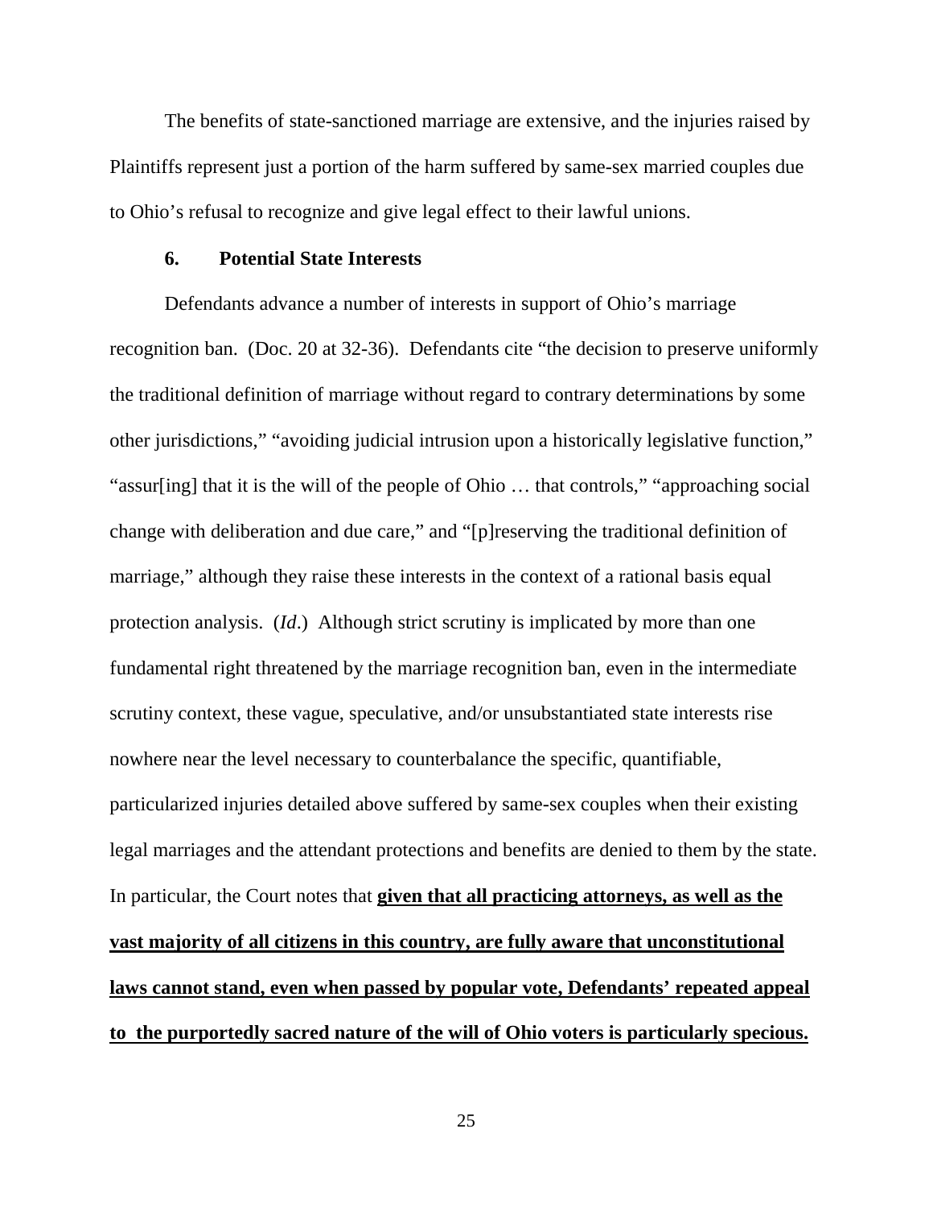The benefits of state-sanctioned marriage are extensive, and the injuries raised by Plaintiffs represent just a portion of the harm suffered by same-sex married couples due to Ohio's refusal to recognize and give legal effect to their lawful unions.

### 6. Potential State Interests

Defendants advance a number of interests in support of Ohio's marriage recognition ban. (Doc. 20 at 32-36). Defendants cite "the decision to preserve uniformly the traditional definition of marriage without regard to contrary determinations by some other jurisdictions," "avoiding judicial intrusion upon a historically legislative function," "assur[ing] that it is the will of the people of Ohio … that controls," "approaching social change with deliberation and due care," and "[p]reserving the traditional definition of marriage," although they raise these interests in the context of a rational basis equal protection analysis. (*Id*.) Although strict scrutiny is implicated by more than one fundamental right threatened by the marriage recognition ban, even in the intermediate scrutiny context, these vague, speculative, and/or unsubstantiated state interests rise nowhere near the level necessary to counterbalance the specific, quantifiable, particularized injuries detailed above suffered by same-sex couples when their existing legal marriages and the attendant protections and benefits are denied to them by the state. In particular, the Court notes that <u>**given that all practicing attorneys, as well as the vast majority of all citizens in this country, are fully aware that unconstitutional laws cannot stand, even when passed by popular vote, Defendants' repeated appeal to the purportedly sacred nature of the will of Ohio voters is particularly specious.**</u>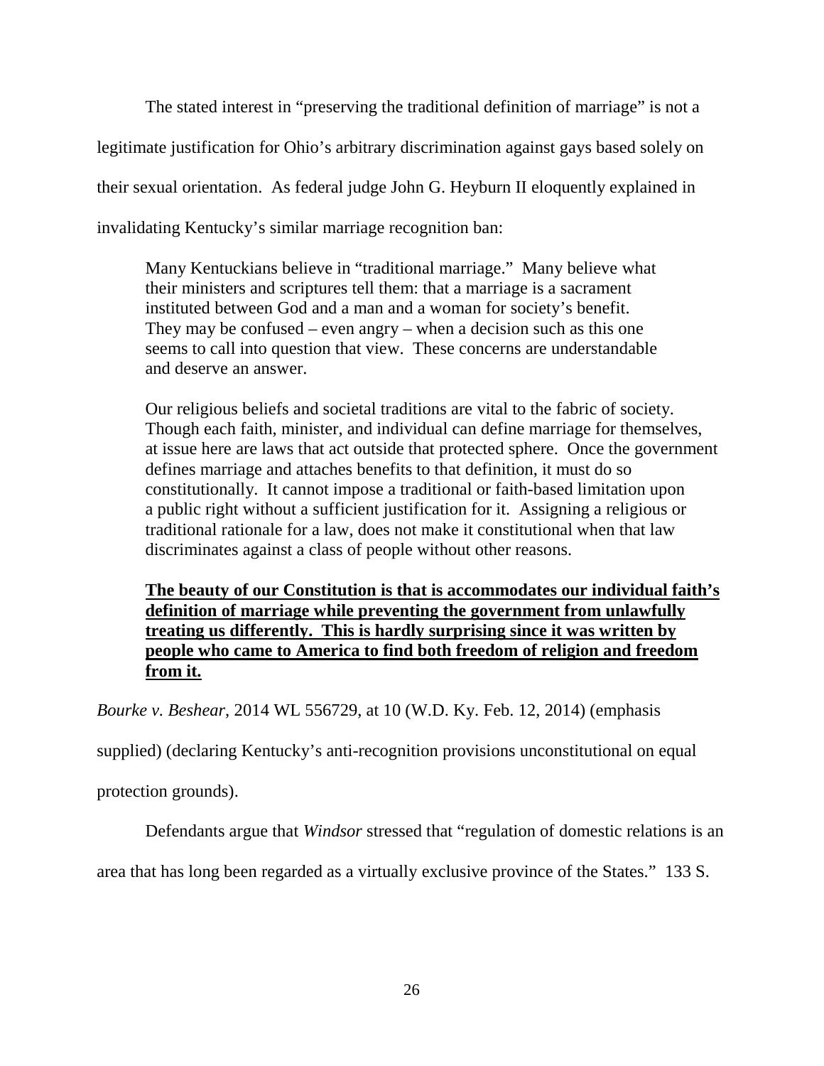The stated interest in "preserving the traditional definition of marriage" is not a legitimate justification for Ohio's arbitrary discrimination against gays based solely on their sexual orientation. As federal judge John G. Heyburn II eloquently explained in invalidating Kentucky's similar marriage recognition ban:

> Many Kentuckians believe in "traditional marriage." Many believe what their ministers and scriptures tell them: that a marriage is a sacrament instituted between God and a man and a woman for society's benefit. They may be confused – even angry – when a decision such as this one seems to call into question that view. These concerns are understandable and deserve an answer.
>
> Our religious beliefs and societal traditions are vital to the fabric of society. Though each faith, minister, and individual can define marriage for themselves, at issue here are laws that act outside that protected sphere. Once the government defines marriage and attaches benefits to that definition, it must do so constitutionally. It cannot impose a traditional or faith-based limitation upon a public right without a sufficient justification for it. Assigning a religious or traditional rationale for a law, does not make it constitutional when that law discriminates against a class of people without other reasons.
>
> <u>**The beauty of our Constitution is that is accommodates our individual faith's definition of marriage while preventing the government from unlawfully treating us differently. This is hardly surprising since it was written by people who came to America to find both freedom of religion and freedom from it.**</u>

*Bourke v. Beshear*, 2014 WL 556729, at 10 (W.D. Ky. Feb. 12, 2014) (emphasis supplied) (declaring Kentucky's anti-recognition provisions unconstitutional on equal protection grounds).

Defendants argue that *Windsor* stressed that "regulation of domestic relations is an area that has long been regarded as a virtually exclusive province of the States." 133 S.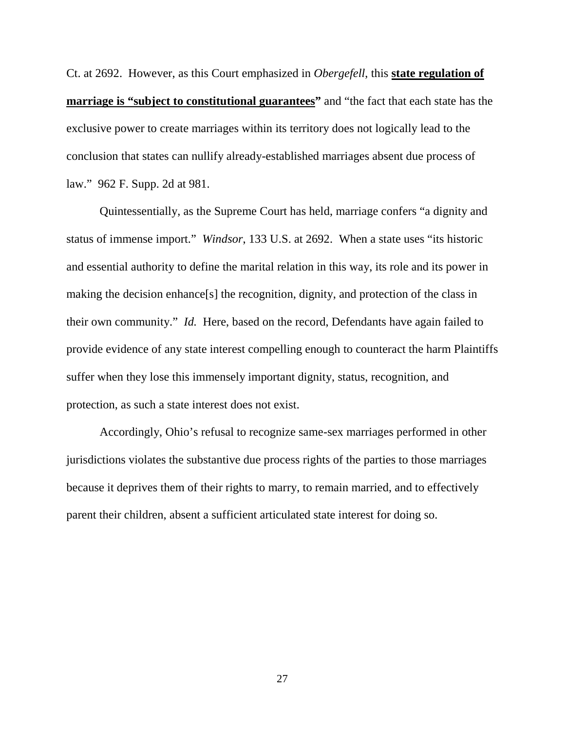Ct. at 2692. However, as this Court emphasized in *Obergefell*, this **state regulation of marriage is "subject to constitutional guarantees"** and "the fact that each state has the exclusive power to create marriages within its territory does not logically lead to the conclusion that states can nullify already-established marriages absent due process of law." 962 F. Supp. 2d at 981.

Quintessentially, as the Supreme Court has held, marriage confers "a dignity and status of immense import." *Windsor*, 133 U.S. at 2692. When a state uses "its historic and essential authority to define the marital relation in this way, its role and its power in making the decision enhance[s] the recognition, dignity, and protection of the class in their own community." *Id.* Here, based on the record, Defendants have again failed to provide evidence of any state interest compelling enough to counteract the harm Plaintiffs suffer when they lose this immensely important dignity, status, recognition, and protection, as such a state interest does not exist.

Accordingly, Ohio's refusal to recognize same-sex marriages performed in other jurisdictions violates the substantive due process rights of the parties to those marriages because it deprives them of their rights to marry, to remain married, and to effectively parent their children, absent a sufficient articulated state interest for doing so.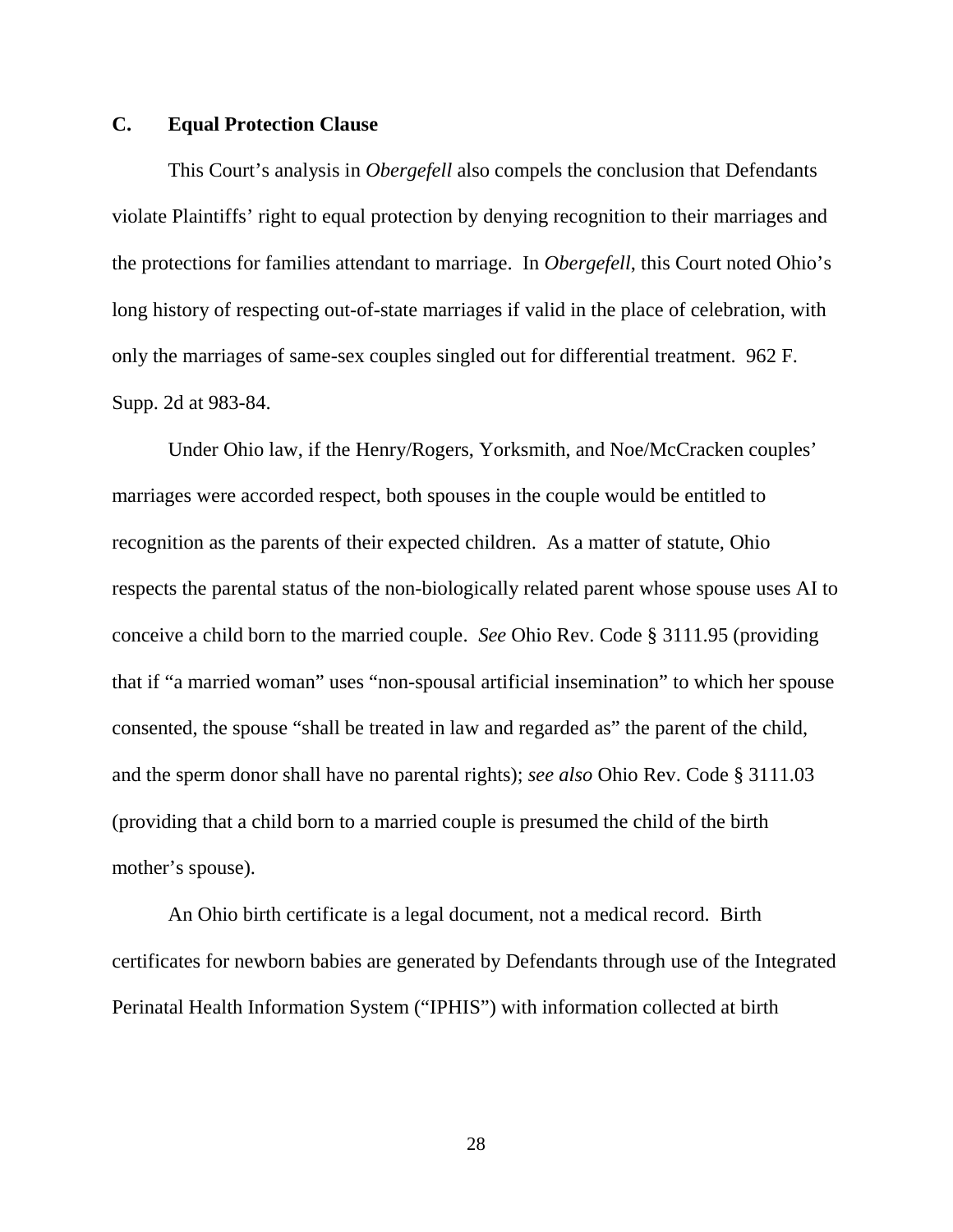## C. Equal Protection Clause

This Court's analysis in *Obergefell* also compels the conclusion that Defendants violate Plaintiffs' right to equal protection by denying recognition to their marriages and the protections for families attendant to marriage. In *Obergefell*, this Court noted Ohio's long history of respecting out-of-state marriages if valid in the place of celebration, with only the marriages of same-sex couples singled out for differential treatment. 962 F. Supp. 2d at 983-84.

Under Ohio law, if the Henry/Rogers, Yorksmith, and Noe/McCracken couples' marriages were accorded respect, both spouses in the couple would be entitled to recognition as the parents of their expected children. As a matter of statute, Ohio respects the parental status of the non-biologically related parent whose spouse uses AI to conceive a child born to the married couple. *See* Ohio Rev. Code § 3111.95 (providing that if "a married woman" uses "non-spousal artificial insemination" to which her spouse consented, the spouse "shall be treated in law and regarded as" the parent of the child, and the sperm donor shall have no parental rights); *see also* Ohio Rev. Code § 3111.03 (providing that a child born to a married couple is presumed the child of the birth mother's spouse).

An Ohio birth certificate is a legal document, not a medical record. Birth certificates for newborn babies are generated by Defendants through use of the Integrated Perinatal Health Information System ("IPHIS") with information collected at birth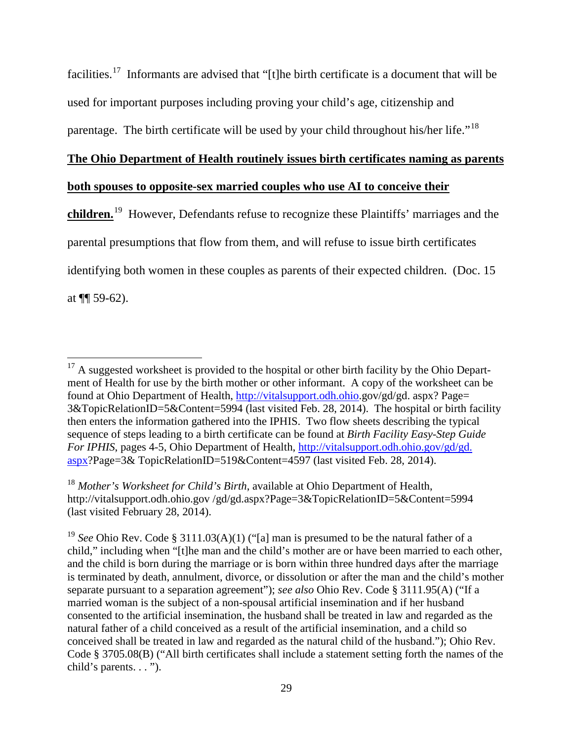facilities.[17] Informants are advised that "[t]he birth certificate is a document that will be used for important purposes including proving your child's age, citizenship and parentage. The birth certificate will be used by your child throughout his/her life."[18]

**The Ohio Department of Health routinely issues birth certificates naming as parents both spouses to opposite-sex married couples who use AI to conceive their children.**[19] However, Defendants refuse to recognize these Plaintiffs' marriages and the parental presumptions that flow from them, and will refuse to issue birth certificates identifying both women in these couples as parents of their expected children. (Doc. 15 at ¶¶ 59-62).

---

[17] A suggested worksheet is provided to the hospital or other birth facility by the Ohio Department of Health for use by the birth mother or other informant. A copy of the worksheet can be found at Ohio Department of Health, http://vitalsupport.odh.ohio.gov/gd/gd. aspx? Page= 3&TopicRelationID=5&Content=5994 (last visited Feb. 28, 2014). The hospital or birth facility then enters the information gathered into the IPHIS. Two flow sheets describing the typical sequence of steps leading to a birth certificate can be found at *Birth Facility Easy-Step Guide For IPHIS*, pages 4-5, Ohio Department of Health, http://vitalsupport.odh.ohio.gov/gd/gd. aspx?Page=3& TopicRelationID=519&Content=4597 (last visited Feb. 28, 2014).

[18] *Mother's Worksheet for Child's Birth*, available at Ohio Department of Health, http://vitalsupport.odh.ohio.gov /gd/gd.aspx?Page=3&TopicRelationID=5&Content=5994 (last visited February 28, 2014).

[19] *See* Ohio Rev. Code § 3111.03(A)(1) ("[a] man is presumed to be the natural father of a child," including when "[t]he man and the child's mother are or have been married to each other, and the child is born during the marriage or is born within three hundred days after the marriage is terminated by death, annulment, divorce, or dissolution or after the man and the child's mother separate pursuant to a separation agreement"); *see also* Ohio Rev. Code § 3111.95(A) ("If a married woman is the subject of a non-spousal artificial insemination and if her husband consented to the artificial insemination, the husband shall be treated in law and regarded as the natural father of a child conceived as a result of the artificial insemination, and a child so conceived shall be treated in law and regarded as the natural child of the husband."); Ohio Rev. Code § 3705.08(B) ("All birth certificates shall include a statement setting forth the names of the child's parents. . . ").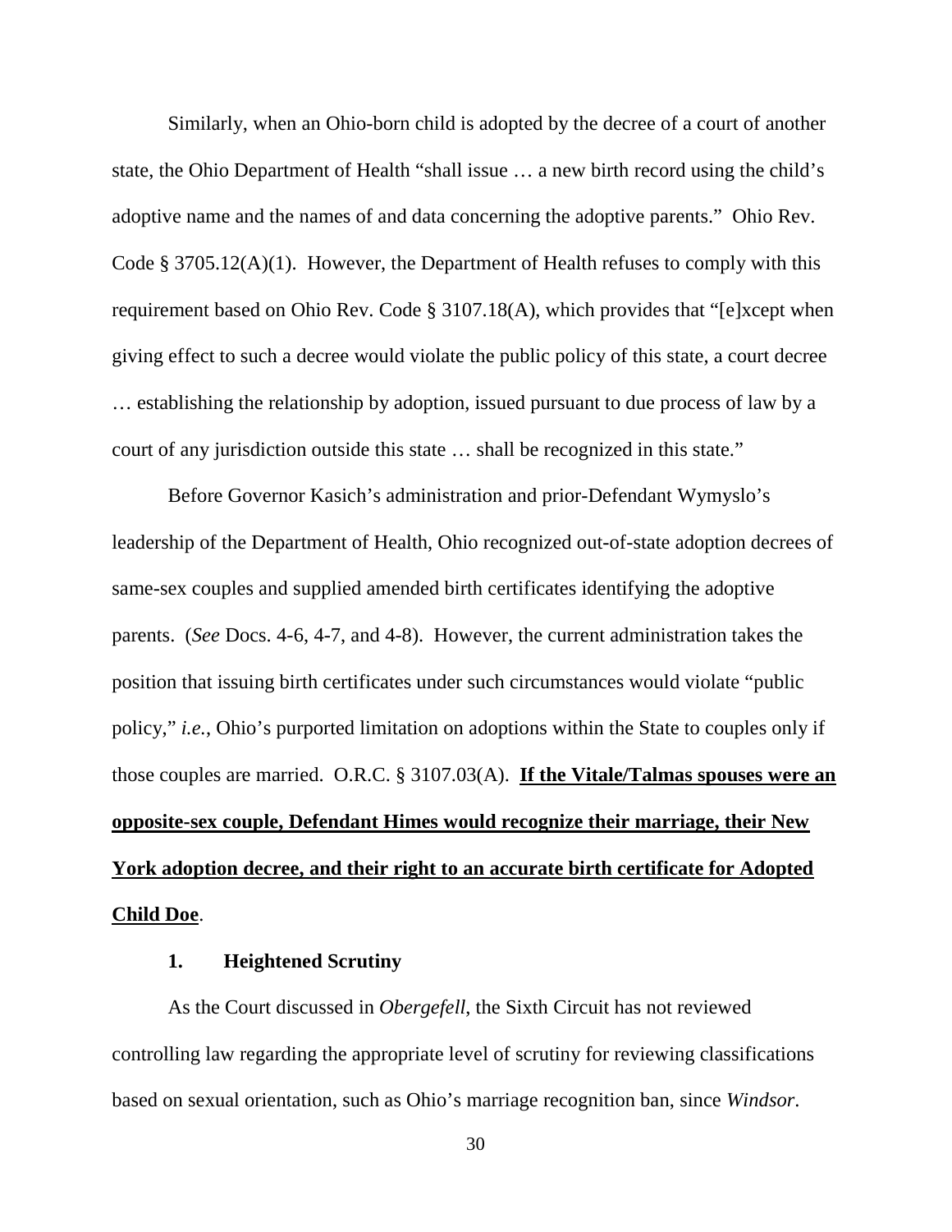Similarly, when an Ohio-born child is adopted by the decree of a court of another state, the Ohio Department of Health "shall issue … a new birth record using the child's adoptive name and the names of and data concerning the adoptive parents." Ohio Rev. Code § 3705.12(A)(1). However, the Department of Health refuses to comply with this requirement based on Ohio Rev. Code § 3107.18(A), which provides that "[e]xcept when giving effect to such a decree would violate the public policy of this state, a court decree … establishing the relationship by adoption, issued pursuant to due process of law by a court of any jurisdiction outside this state … shall be recognized in this state."

Before Governor Kasich's administration and prior-Defendant Wymyslo's leadership of the Department of Health, Ohio recognized out-of-state adoption decrees of same-sex couples and supplied amended birth certificates identifying the adoptive parents. (*See* Docs. 4-6, 4-7, and 4-8). However, the current administration takes the position that issuing birth certificates under such circumstances would violate "public policy," *i.e.*, Ohio's purported limitation on adoptions within the State to couples only if those couples are married. O.R.C. § 3107.03(A). **<u>If the Vitale/Talmas spouses were an opposite-sex couple, Defendant Himes would recognize their marriage, their New York adoption decree, and their right to an accurate birth certificate for Adopted Child Doe</u>**.

### 1. Heightened Scrutiny

As the Court discussed in *Obergefell*, the Sixth Circuit has not reviewed controlling law regarding the appropriate level of scrutiny for reviewing classifications based on sexual orientation, such as Ohio's marriage recognition ban, since *Windsor*.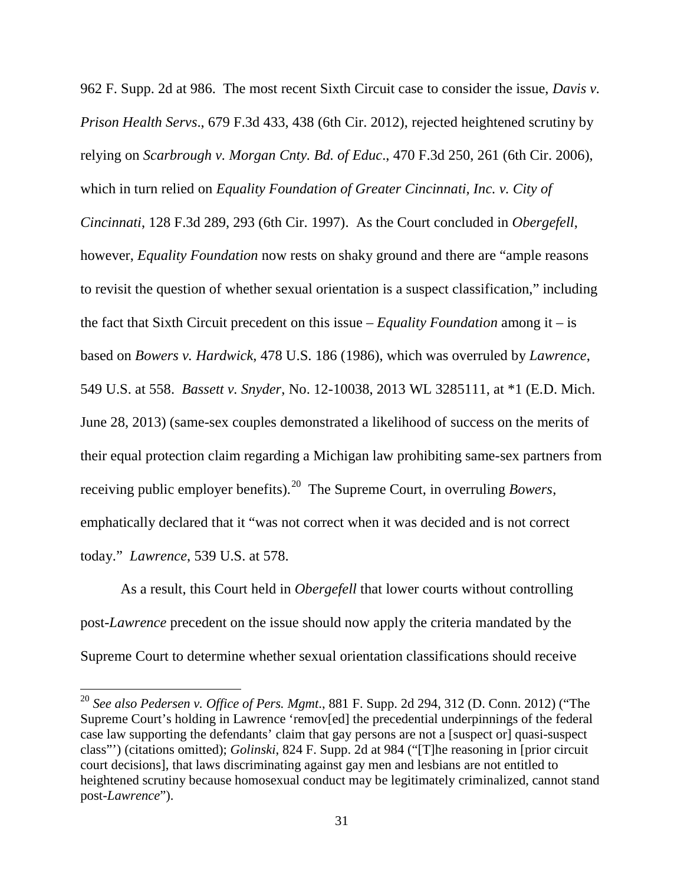962 F. Supp. 2d at 986. The most recent Sixth Circuit case to consider the issue, *Davis v. Prison Health Servs*., 679 F.3d 433, 438 (6th Cir. 2012), rejected heightened scrutiny by relying on *Scarbrough v. Morgan Cnty. Bd. of Educ*., 470 F.3d 250, 261 (6th Cir. 2006), which in turn relied on *Equality Foundation of Greater Cincinnati, Inc. v. City of Cincinnati*, 128 F.3d 289, 293 (6th Cir. 1997). As the Court concluded in *Obergefell*, however, *Equality Foundation* now rests on shaky ground and there are "ample reasons to revisit the question of whether sexual orientation is a suspect classification," including the fact that Sixth Circuit precedent on this issue – *Equality Foundation* among it – is based on *Bowers v. Hardwick*, 478 U.S. 186 (1986), which was overruled by *Lawrence*, 549 U.S. at 558. *Bassett v. Snyder*, No. 12-10038, 2013 WL 3285111, at *1 (E.D. Mich. June 28, 2013) (same-sex couples demonstrated a likelihood of success on the merits of their equal protection claim regarding a Michigan law prohibiting same-sex partners from receiving public employer benefits).[20] The Supreme Court, in overruling *Bowers*, emphatically declared that it "was not correct when it was decided and is not correct today." *Lawrence*, 539 U.S. at 578.

As a result, this Court held in *Obergefell* that lower courts without controlling post-*Lawrence* precedent on the issue should now apply the criteria mandated by the Supreme Court to determine whether sexual orientation classifications should receive

[20] *See also Pedersen v. Office of Pers. Mgmt*., 881 F. Supp. 2d 294, 312 (D. Conn. 2012) ("The Supreme Court's holding in Lawrence 'remov[ed] the precedential underpinnings of the federal case law supporting the defendants' claim that gay persons are not a [suspect or] quasi-suspect class"') (citations omitted); *Golinski*, 824 F. Supp. 2d at 984 ("[T]he reasoning in [prior circuit court decisions], that laws discriminating against gay men and lesbians are not entitled to heightened scrutiny because homosexual conduct may be legitimately criminalized, cannot stand post-*Lawrence*").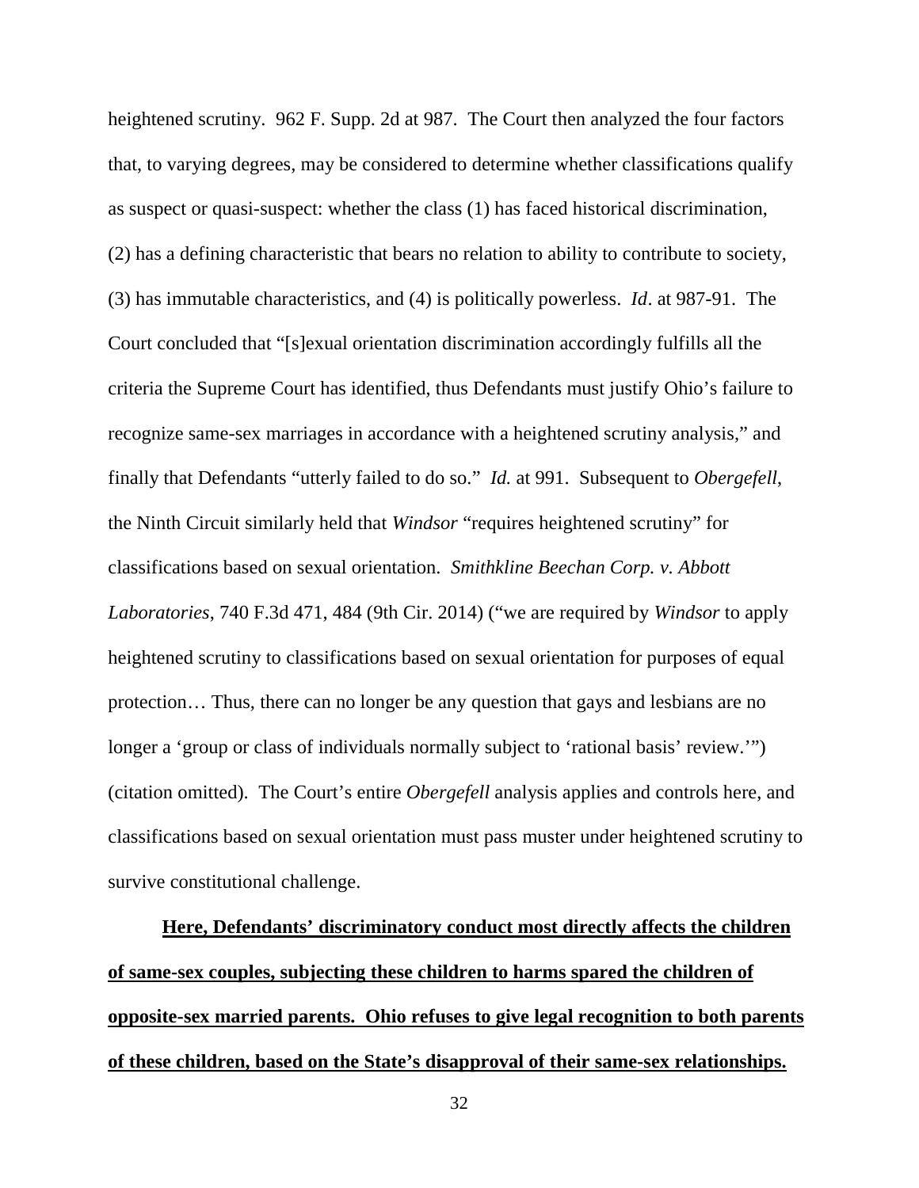heightened scrutiny. 962 F. Supp. 2d at 987. The Court then analyzed the four factors that, to varying degrees, may be considered to determine whether classifications qualify as suspect or quasi-suspect: whether the class (1) has faced historical discrimination, (2) has a defining characteristic that bears no relation to ability to contribute to society, (3) has immutable characteristics, and (4) is politically powerless. *Id*. at 987-91. The Court concluded that "[s]exual orientation discrimination accordingly fulfills all the criteria the Supreme Court has identified, thus Defendants must justify Ohio's failure to recognize same-sex marriages in accordance with a heightened scrutiny analysis," and finally that Defendants "utterly failed to do so." *Id.* at 991. Subsequent to *Obergefell*, the Ninth Circuit similarly held that *Windsor* "requires heightened scrutiny" for classifications based on sexual orientation. *Smithkline Beechan Corp. v. Abbott Laboratories*, 740 F.3d 471, 484 (9th Cir. 2014) ("we are required by *Windsor* to apply heightened scrutiny to classifications based on sexual orientation for purposes of equal protection… Thus, there can no longer be any question that gays and lesbians are no longer a 'group or class of individuals normally subject to 'rational basis' review.'") (citation omitted). The Court's entire *Obergefell* analysis applies and controls here, and classifications based on sexual orientation must pass muster under heightened scrutiny to survive constitutional challenge.

**Here, Defendants' discriminatory conduct most directly affects the children of same-sex couples, subjecting these children to harms spared the children of opposite-sex married parents. Ohio refuses to give legal recognition to both parents of these children, based on the State's disapproval of their same-sex relationships.**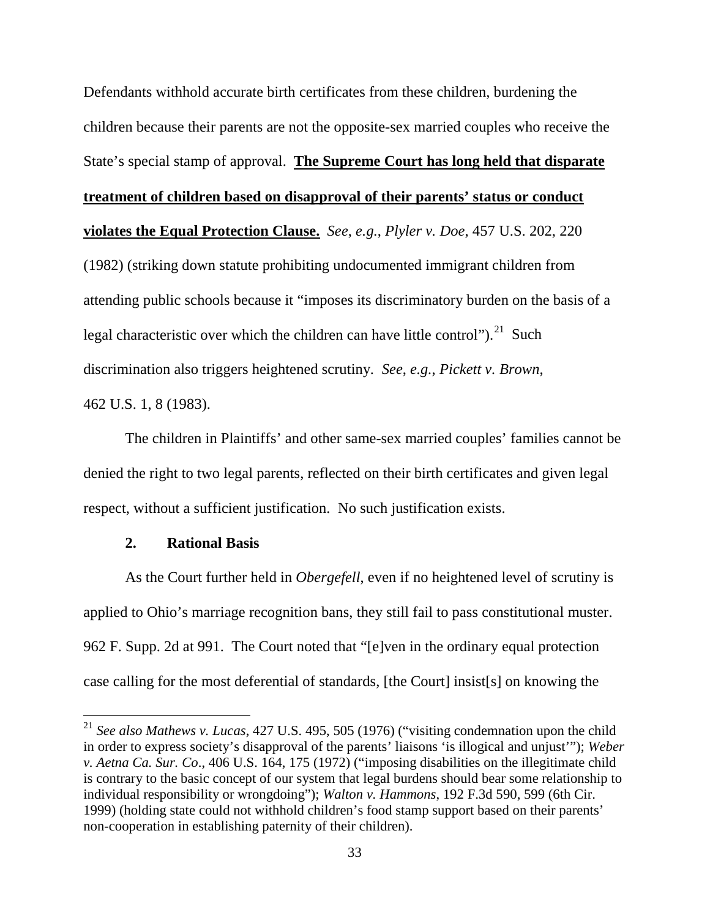Defendants withhold accurate birth certificates from these children, burdening the children because their parents are not the opposite-sex married couples who receive the State's special stamp of approval. **The Supreme Court has long held that disparate treatment of children based on disapproval of their parents' status or conduct violates the Equal Protection Clause.** *See*, *e.g.*, *Plyler v. Doe*, 457 U.S. 202, 220 (1982) (striking down statute prohibiting undocumented immigrant children from attending public schools because it "imposes its discriminatory burden on the basis of a legal characteristic over which the children can have little control").[21] Such discrimination also triggers heightened scrutiny. *See*, *e.g.*, *Pickett v. Brown*, 462 U.S. 1, 8 (1983).

The children in Plaintiffs' and other same-sex married couples' families cannot be denied the right to two legal parents, reflected on their birth certificates and given legal respect, without a sufficient justification. No such justification exists.

### 2. Rational Basis

As the Court further held in *Obergefell*, even if no heightened level of scrutiny is applied to Ohio's marriage recognition bans, they still fail to pass constitutional muster. 962 F. Supp. 2d at 991. The Court noted that "[e]ven in the ordinary equal protection case calling for the most deferential of standards, [the Court] insist[s] on knowing the

---

[21] *See also Mathews v. Lucas*, 427 U.S. 495, 505 (1976) ("visiting condemnation upon the child in order to express society's disapproval of the parents' liaisons 'is illogical and unjust'"); *Weber v. Aetna Ca. Sur. Co*., 406 U.S. 164, 175 (1972) ("imposing disabilities on the illegitimate child is contrary to the basic concept of our system that legal burdens should bear some relationship to individual responsibility or wrongdoing"); *Walton v. Hammons*, 192 F.3d 590, 599 (6th Cir. 1999) (holding state could not withhold children's food stamp support based on their parents' non-cooperation in establishing paternity of their children).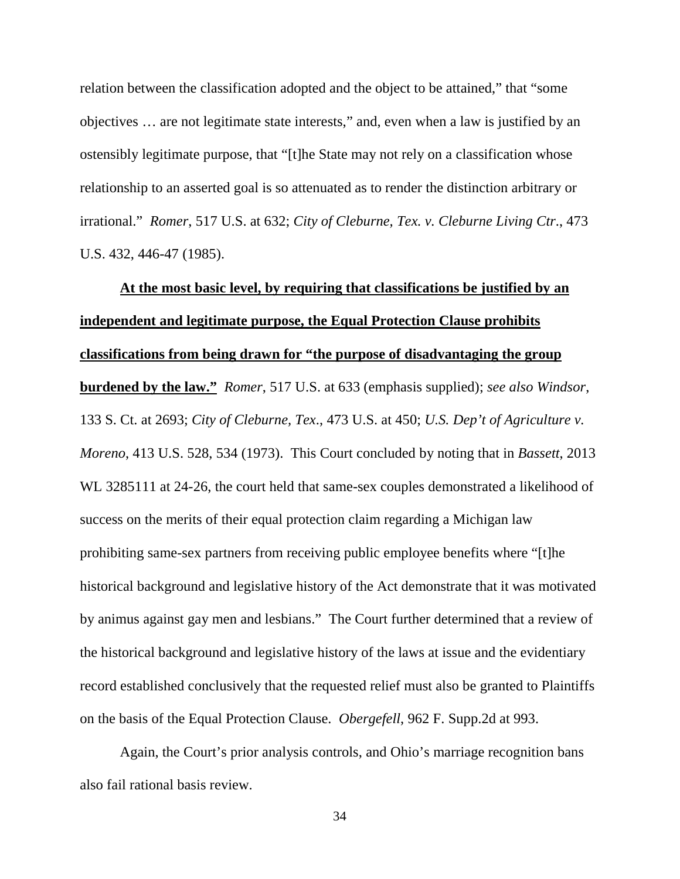relation between the classification adopted and the object to be attained," that "some objectives … are not legitimate state interests," and, even when a law is justified by an ostensibly legitimate purpose, that "[t]he State may not rely on a classification whose relationship to an asserted goal is so attenuated as to render the distinction arbitrary or irrational." *Romer*, 517 U.S. at 632; *City of Cleburne, Tex. v. Cleburne Living Ctr*., 473 U.S. 432, 446-47 (1985).

**At the most basic level, by requiring that classifications be justified by an independent and legitimate purpose, the Equal Protection Clause prohibits classifications from being drawn for "the purpose of disadvantaging the group burdened by the law."** *Romer*, 517 U.S. at 633 (emphasis supplied); *see also Windsor*, 133 S. Ct. at 2693; *City of Cleburne, Tex*., 473 U.S. at 450; *U.S. Dep't of Agriculture v. Moreno*, 413 U.S. 528, 534 (1973). This Court concluded by noting that in *Bassett*, 2013 WL 3285111 at 24-26, the court held that same-sex couples demonstrated a likelihood of success on the merits of their equal protection claim regarding a Michigan law prohibiting same-sex partners from receiving public employee benefits where "[t]he historical background and legislative history of the Act demonstrate that it was motivated by animus against gay men and lesbians." The Court further determined that a review of the historical background and legislative history of the laws at issue and the evidentiary record established conclusively that the requested relief must also be granted to Plaintiffs on the basis of the Equal Protection Clause. *Obergefell*, 962 F. Supp.2d at 993.

Again, the Court's prior analysis controls, and Ohio's marriage recognition bans also fail rational basis review.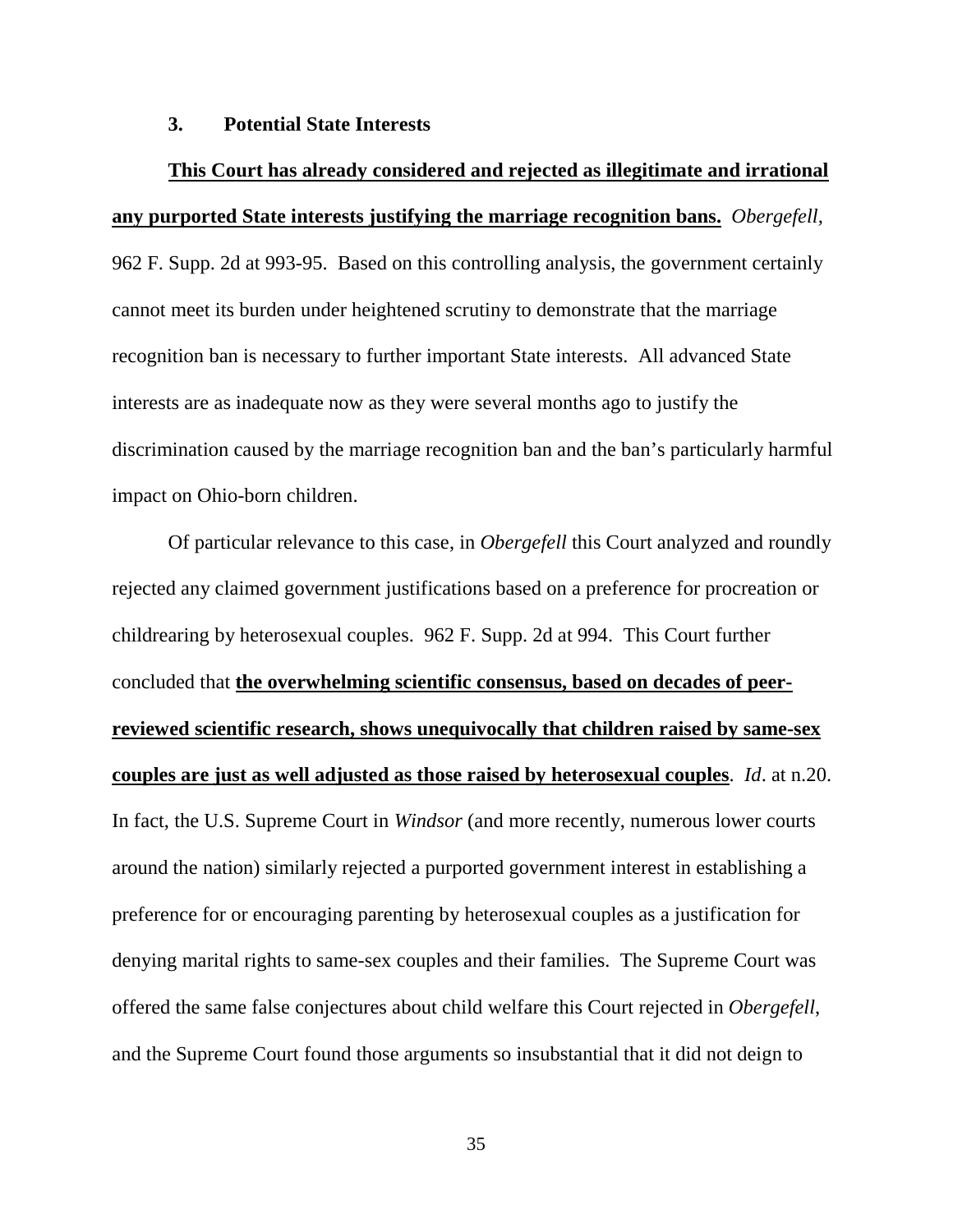### 3. Potential State Interests

**This Court has already considered and rejected as illegitimate and irrational any purported State interests justifying the marriage recognition bans.** *Obergefell*, 962 F. Supp. 2d at 993-95. Based on this controlling analysis, the government certainly cannot meet its burden under heightened scrutiny to demonstrate that the marriage recognition ban is necessary to further important State interests. All advanced State interests are as inadequate now as they were several months ago to justify the discrimination caused by the marriage recognition ban and the ban's particularly harmful impact on Ohio-born children.

Of particular relevance to this case, in *Obergefell* this Court analyzed and roundly rejected any claimed government justifications based on a preference for procreation or childrearing by heterosexual couples. 962 F. Supp. 2d at 994. This Court further concluded that **the overwhelming scientific consensus, based on decades of peer-reviewed scientific research, shows unequivocally that children raised by same-sex couples are just as well adjusted as those raised by heterosexual couples**. *Id*. at n.20. In fact, the U.S. Supreme Court in *Windsor* (and more recently, numerous lower courts around the nation) similarly rejected a purported government interest in establishing a preference for or encouraging parenting by heterosexual couples as a justification for denying marital rights to same-sex couples and their families. The Supreme Court was offered the same false conjectures about child welfare this Court rejected in *Obergefell*, and the Supreme Court found those arguments so insubstantial that it did not deign to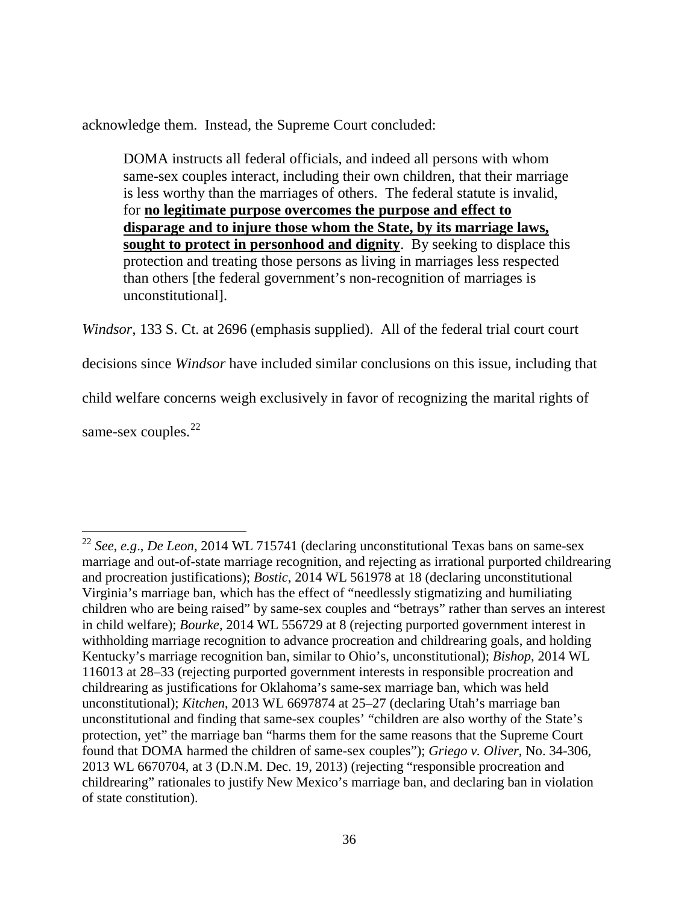acknowledge them. Instead, the Supreme Court concluded:

> DOMA instructs all federal officials, and indeed all persons with whom same-sex couples interact, including their own children, that their marriage is less worthy than the marriages of others. The federal statute is invalid, for **<u>no legitimate purpose overcomes the purpose and effect to disparage and to injure those whom the State, by its marriage laws, sought to protect in personhood and dignity</u>**. By seeking to displace this protection and treating those persons as living in marriages less respected than others [the federal government's non-recognition of marriages is unconstitutional].

*Windsor*, 133 S. Ct. at 2696 (emphasis supplied). All of the federal trial court court decisions since *Windsor* have included similar conclusions on this issue, including that child welfare concerns weigh exclusively in favor of recognizing the marital rights of same-sex couples.[22]

---

[22] *See*, *e.g*., *De Leon*, 2014 WL 715741 (declaring unconstitutional Texas bans on same-sex marriage and out-of-state marriage recognition, and rejecting as irrational purported childrearing and procreation justifications); *Bostic*, 2014 WL 561978 at 18 (declaring unconstitutional Virginia's marriage ban, which has the effect of "needlessly stigmatizing and humiliating children who are being raised" by same-sex couples and "betrays" rather than serves an interest in child welfare); *Bourke*, 2014 WL 556729 at 8 (rejecting purported government interest in withholding marriage recognition to advance procreation and childrearing goals, and holding Kentucky's marriage recognition ban, similar to Ohio's, unconstitutional); *Bishop*, 2014 WL 116013 at 28–33 (rejecting purported government interests in responsible procreation and childrearing as justifications for Oklahoma's same-sex marriage ban, which was held unconstitutional); *Kitchen*, 2013 WL 6697874 at 25–27 (declaring Utah's marriage ban unconstitutional and finding that same-sex couples' "children are also worthy of the State's protection, yet" the marriage ban "harms them for the same reasons that the Supreme Court found that DOMA harmed the children of same-sex couples"); *Griego v. Oliver*, No. 34-306, 2013 WL 6670704, at 3 (D.N.M. Dec. 19, 2013) (rejecting "responsible procreation and childrearing" rationales to justify New Mexico's marriage ban, and declaring ban in violation of state constitution).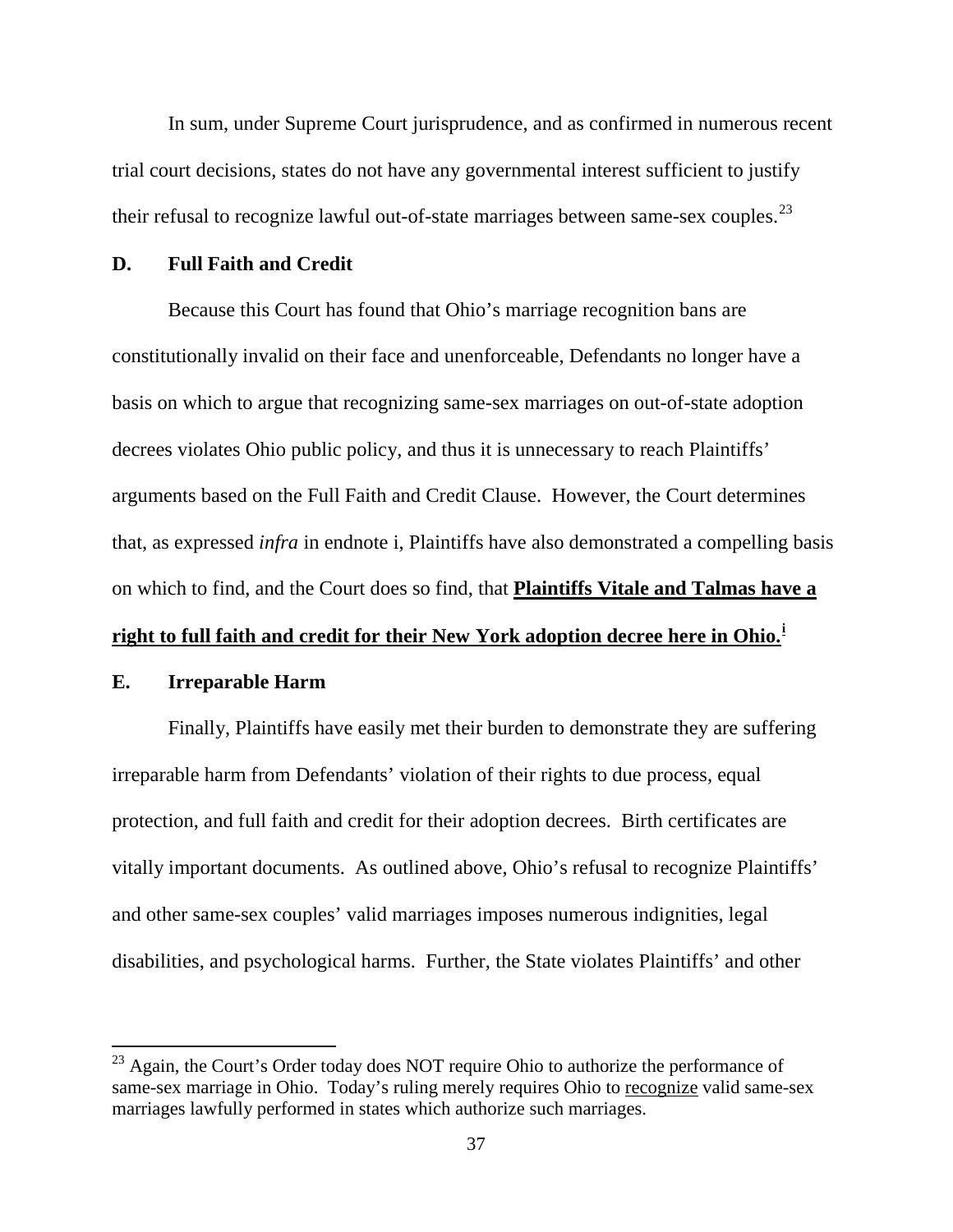In sum, under Supreme Court jurisprudence, and as confirmed in numerous recent trial court decisions, states do not have any governmental interest sufficient to justify their refusal to recognize lawful out-of-state marriages between same-sex couples.[23]

## D. Full Faith and Credit

Because this Court has found that Ohio's marriage recognition bans are constitutionally invalid on their face and unenforceable, Defendants no longer have a basis on which to argue that recognizing same-sex marriages on out-of-state adoption decrees violates Ohio public policy, and thus it is unnecessary to reach Plaintiffs' arguments based on the Full Faith and Credit Clause. However, the Court determines that, as expressed *infra* in endnote i, Plaintiffs have also demonstrated a compelling basis on which to find, and the Court does so find, that <u>**Plaintiffs Vitale and Talmas have a right to full faith and credit for their New York adoption decree here in Ohio.**</u>[i]

## E. Irreparable Harm

Finally, Plaintiffs have easily met their burden to demonstrate they are suffering irreparable harm from Defendants' violation of their rights to due process, equal protection, and full faith and credit for their adoption decrees. Birth certificates are vitally important documents. As outlined above, Ohio's refusal to recognize Plaintiffs' and other same-sex couples' valid marriages imposes numerous indignities, legal disabilities, and psychological harms. Further, the State violates Plaintiffs' and other

---

[23] Again, the Court's Order today does NOT require Ohio to authorize the performance of same-sex marriage in Ohio. Today's ruling merely requires Ohio to <u>recognize</u> valid same-sex marriages lawfully performed in states which authorize such marriages.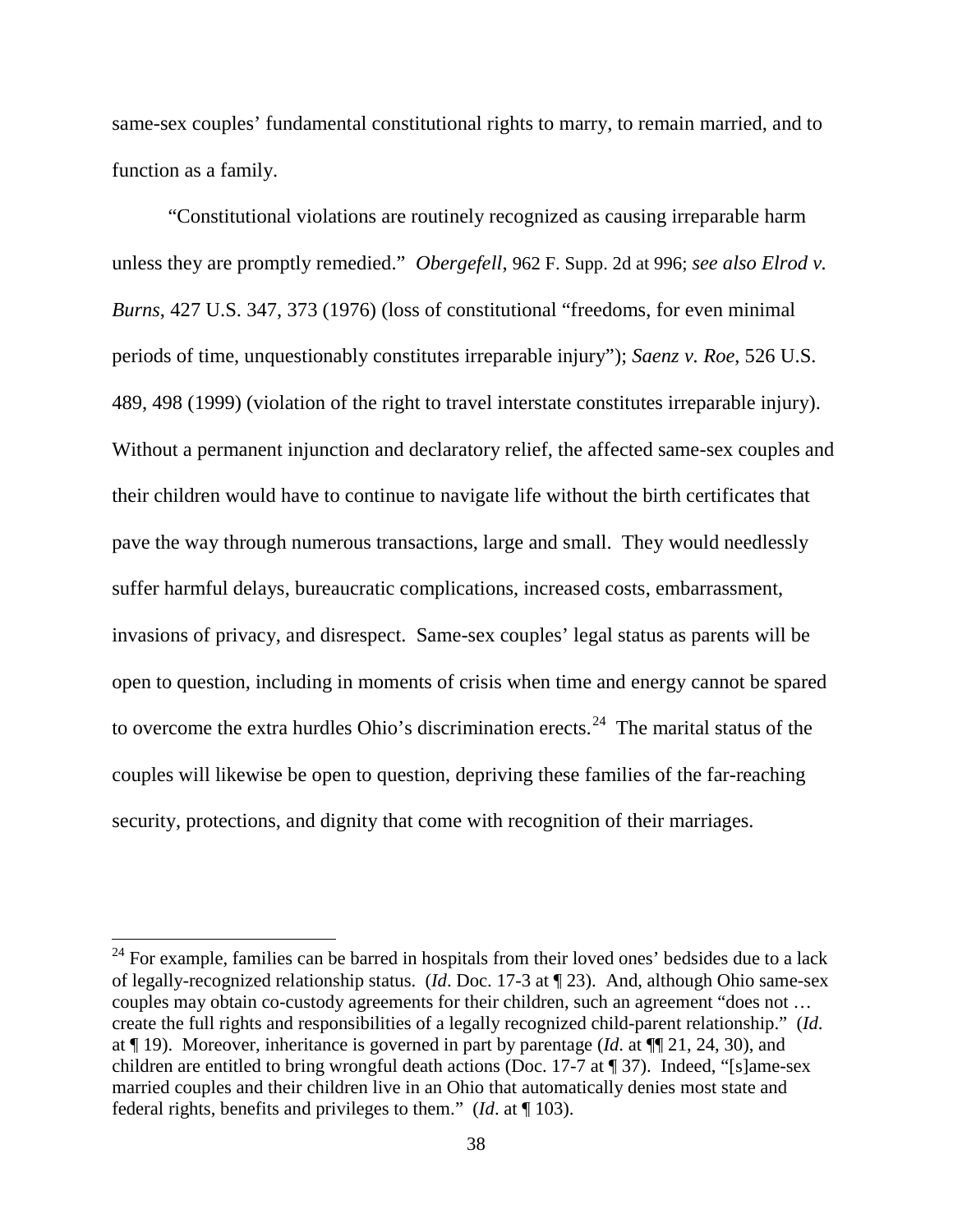same-sex couples' fundamental constitutional rights to marry, to remain married, and to function as a family.

"Constitutional violations are routinely recognized as causing irreparable harm unless they are promptly remedied." *Obergefell*, 962 F. Supp. 2d at 996; *see also Elrod v. Burns*, 427 U.S. 347, 373 (1976) (loss of constitutional "freedoms, for even minimal periods of time, unquestionably constitutes irreparable injury"); *Saenz v. Roe*, 526 U.S. 489, 498 (1999) (violation of the right to travel interstate constitutes irreparable injury). Without a permanent injunction and declaratory relief, the affected same-sex couples and their children would have to continue to navigate life without the birth certificates that pave the way through numerous transactions, large and small. They would needlessly suffer harmful delays, bureaucratic complications, increased costs, embarrassment, invasions of privacy, and disrespect. Same-sex couples' legal status as parents will be open to question, including in moments of crisis when time and energy cannot be spared to overcome the extra hurdles Ohio's discrimination erects.[24] The marital status of the couples will likewise be open to question, depriving these families of the far-reaching security, protections, and dignity that come with recognition of their marriages.

---

[24] For example, families can be barred in hospitals from their loved ones' bedsides due to a lack of legally-recognized relationship status. (*Id*. Doc. 17-3 at ¶ 23). And, although Ohio same-sex couples may obtain co-custody agreements for their children, such an agreement "does not … create the full rights and responsibilities of a legally recognized child-parent relationship." (*Id*. at ¶ 19). Moreover, inheritance is governed in part by parentage (*Id*. at ¶¶ 21, 24, 30), and children are entitled to bring wrongful death actions (Doc. 17-7 at ¶ 37). Indeed, "[s]ame-sex married couples and their children live in an Ohio that automatically denies most state and federal rights, benefits and privileges to them." (*Id*. at ¶ 103).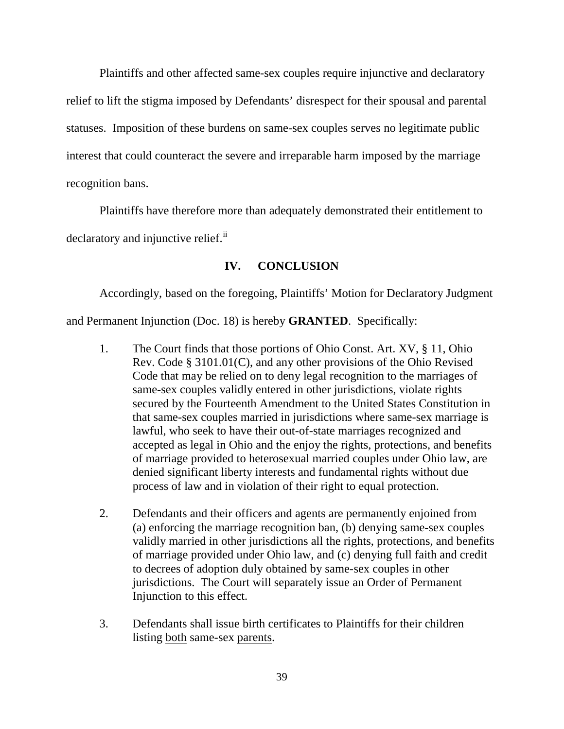Plaintiffs and other affected same-sex couples require injunctive and declaratory relief to lift the stigma imposed by Defendants' disrespect for their spousal and parental statuses. Imposition of these burdens on same-sex couples serves no legitimate public interest that could counteract the severe and irreparable harm imposed by the marriage recognition bans.

Plaintiffs have therefore more than adequately demonstrated their entitlement to declaratory and injunctive relief.[ii]

## IV. CONCLUSION

Accordingly, based on the foregoing, Plaintiffs' Motion for Declaratory Judgment and Permanent Injunction (Doc. 18) is hereby **GRANTED**. Specifically:

1. The Court finds that those portions of Ohio Const. Art. XV, § 11, Ohio Rev. Code § 3101.01(C), and any other provisions of the Ohio Revised Code that may be relied on to deny legal recognition to the marriages of same-sex couples validly entered in other jurisdictions, violate rights secured by the Fourteenth Amendment to the United States Constitution in that same-sex couples married in jurisdictions where same-sex marriage is lawful, who seek to have their out-of-state marriages recognized and accepted as legal in Ohio and the enjoy the rights, protections, and benefits of marriage provided to heterosexual married couples under Ohio law, are denied significant liberty interests and fundamental rights without due process of law and in violation of their right to equal protection.

2. Defendants and their officers and agents are permanently enjoined from (a) enforcing the marriage recognition ban, (b) denying same-sex couples validly married in other jurisdictions all the rights, protections, and benefits of marriage provided under Ohio law, and (c) denying full faith and credit to decrees of adoption duly obtained by same-sex couples in other jurisdictions. The Court will separately issue an Order of Permanent Injunction to this effect.

3. Defendants shall issue birth certificates to Plaintiffs for their children listing both same-sex parents.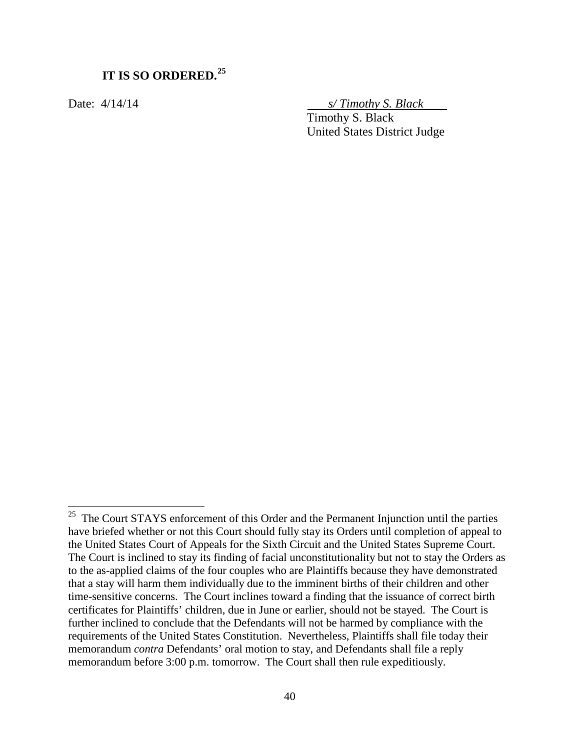**IT IS SO ORDERED.**[25]

Date: 4/14/14

*s/ Timothy S. Black*
Timothy S. Black
United States District Judge

---

[25] The Court STAYS enforcement of this Order and the Permanent Injunction until the parties have briefed whether or not this Court should fully stay its Orders until completion of appeal to the United States Court of Appeals for the Sixth Circuit and the United States Supreme Court. The Court is inclined to stay its finding of facial unconstitutionality but not to stay the Orders as to the as-applied claims of the four couples who are Plaintiffs because they have demonstrated that a stay will harm them individually due to the imminent births of their children and other time-sensitive concerns. The Court inclines toward a finding that the issuance of correct birth certificates for Plaintiffs' children, due in June or earlier, should not be stayed. The Court is further inclined to conclude that the Defendants will not be harmed by compliance with the requirements of the United States Constitution. Nevertheless, Plaintiffs shall file today their memorandum *contra* Defendants' oral motion to stay, and Defendants shall file a reply memorandum before 3:00 p.m. tomorrow. The Court shall then rule expeditiously.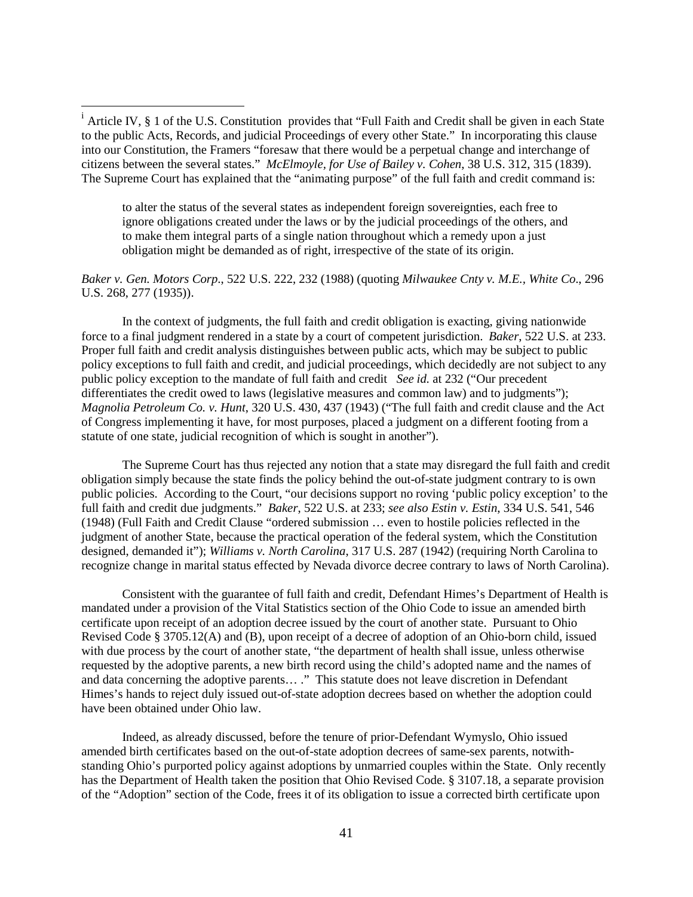[i] Article IV, § 1 of the U.S. Constitution provides that "Full Faith and Credit shall be given in each State to the public Acts, Records, and judicial Proceedings of every other State." In incorporating this clause into our Constitution, the Framers "foresaw that there would be a perpetual change and interchange of citizens between the several states." *McElmoyle, for Use of Bailey v. Cohen*, 38 U.S. 312, 315 (1839). The Supreme Court has explained that the "animating purpose" of the full faith and credit command is:

> to alter the status of the several states as independent foreign sovereignties, each free to ignore obligations created under the laws or by the judicial proceedings of the others, and to make them integral parts of a single nation throughout which a remedy upon a just obligation might be demanded as of right, irrespective of the state of its origin.

*Baker v. Gen. Motors Corp.*, 522 U.S. 222, 232 (1988) (quoting *Milwaukee Cnty v. M.E., White Co*., 296 U.S. 268, 277 (1935)).

In the context of judgments, the full faith and credit obligation is exacting, giving nationwide force to a final judgment rendered in a state by a court of competent jurisdiction. *Baker*, 522 U.S. at 233. Proper full faith and credit analysis distinguishes between public acts, which may be subject to public policy exceptions to full faith and credit, and judicial proceedings, which decidedly are not subject to any public policy exception to the mandate of full faith and credit *See id.* at 232 ("Our precedent differentiates the credit owed to laws (legislative measures and common law) and to judgments"); *Magnolia Petroleum Co. v. Hunt*, 320 U.S. 430, 437 (1943) ("The full faith and credit clause and the Act of Congress implementing it have, for most purposes, placed a judgment on a different footing from a statute of one state, judicial recognition of which is sought in another").

The Supreme Court has thus rejected any notion that a state may disregard the full faith and credit obligation simply because the state finds the policy behind the out-of-state judgment contrary to is own public policies. According to the Court, "our decisions support no roving 'public policy exception' to the full faith and credit due judgments." *Baker*, 522 U.S. at 233; *see also Estin v. Estin*, 334 U.S. 541, 546 (1948) (Full Faith and Credit Clause "ordered submission … even to hostile policies reflected in the judgment of another State, because the practical operation of the federal system, which the Constitution designed, demanded it"); *Williams v. North Carolina*, 317 U.S. 287 (1942) (requiring North Carolina to recognize change in marital status effected by Nevada divorce decree contrary to laws of North Carolina).

Consistent with the guarantee of full faith and credit, Defendant Himes's Department of Health is mandated under a provision of the Vital Statistics section of the Ohio Code to issue an amended birth certificate upon receipt of an adoption decree issued by the court of another state. Pursuant to Ohio Revised Code § 3705.12(A) and (B), upon receipt of a decree of adoption of an Ohio-born child, issued with due process by the court of another state, "the department of health shall issue, unless otherwise requested by the adoptive parents, a new birth record using the child's adopted name and the names of and data concerning the adoptive parents… ." This statute does not leave discretion in Defendant Himes's hands to reject duly issued out-of-state adoption decrees based on whether the adoption could have been obtained under Ohio law.

Indeed, as already discussed, before the tenure of prior-Defendant Wymyslo, Ohio issued amended birth certificates based on the out-of-state adoption decrees of same-sex parents, notwithstanding Ohio's purported policy against adoptions by unmarried couples within the State. Only recently has the Department of Health taken the position that Ohio Revised Code. § 3107.18, a separate provision of the "Adoption" section of the Code, frees it of its obligation to issue a corrected birth certificate upon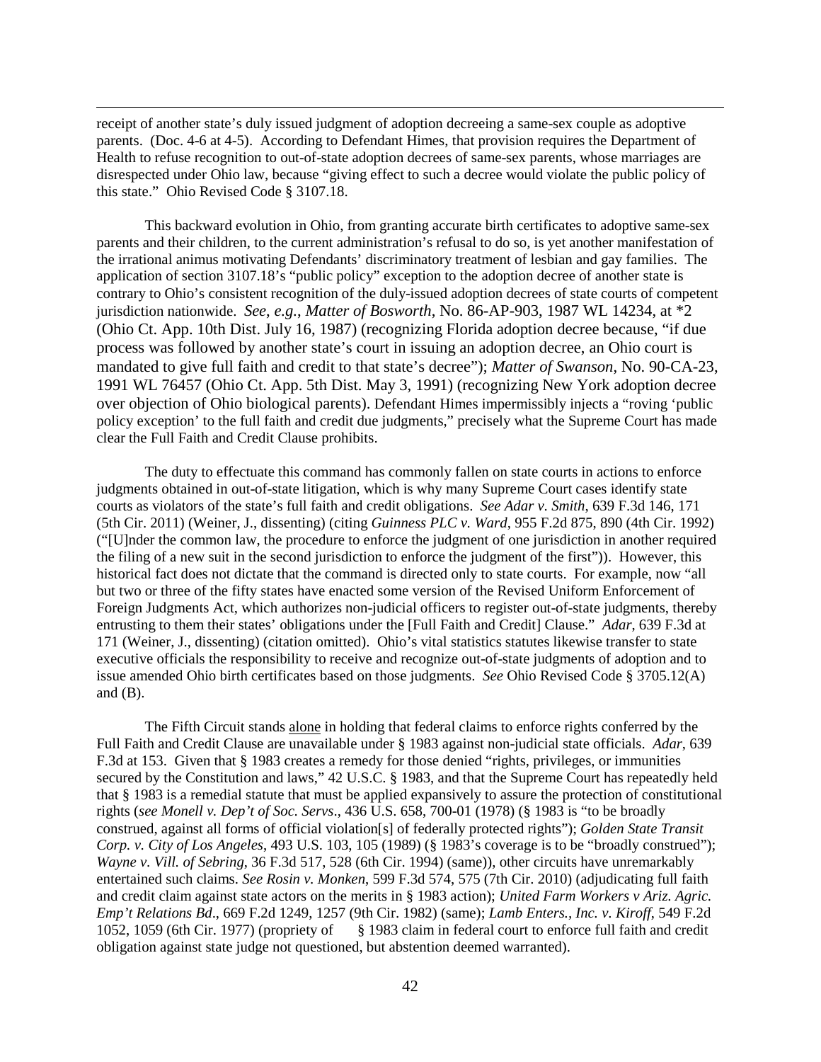receipt of another state's duly issued judgment of adoption decreeing a same-sex couple as adoptive parents. (Doc. 4-6 at 4-5). According to Defendant Himes, that provision requires the Department of Health to refuse recognition to out-of-state adoption decrees of same-sex parents, whose marriages are disrespected under Ohio law, because "giving effect to such a decree would violate the public policy of this state." Ohio Revised Code § 3107.18.

This backward evolution in Ohio, from granting accurate birth certificates to adoptive same-sex parents and their children, to the current administration's refusal to do so, is yet another manifestation of the irrational animus motivating Defendants' discriminatory treatment of lesbian and gay families. The application of section 3107.18's "public policy" exception to the adoption decree of another state is contrary to Ohio's consistent recognition of the duly-issued adoption decrees of state courts of competent jurisdiction nationwide. *See, e.g.*, *Matter of Bosworth*, No. 86-AP-903, 1987 WL 14234, at *2 (Ohio Ct. App. 10th Dist. July 16, 1987) (recognizing Florida adoption decree because, "if due process was followed by another state's court in issuing an adoption decree, an Ohio court is mandated to give full faith and credit to that state's decree"); *Matter of Swanson*, No. 90-CA-23, 1991 WL 76457 (Ohio Ct. App. 5th Dist. May 3, 1991) (recognizing New York adoption decree over objection of Ohio biological parents). Defendant Himes impermissibly injects a "roving 'public policy exception' to the full faith and credit due judgments," precisely what the Supreme Court has made clear the Full Faith and Credit Clause prohibits.

The duty to effectuate this command has commonly fallen on state courts in actions to enforce judgments obtained in out-of-state litigation, which is why many Supreme Court cases identify state courts as violators of the state's full faith and credit obligations. *See Adar v. Smith*, 639 F.3d 146, 171 (5th Cir. 2011) (Weiner, J., dissenting) (citing *Guinness PLC v. Ward*, 955 F.2d 875, 890 (4th Cir. 1992) ("[U]nder the common law, the procedure to enforce the judgment of one jurisdiction in another required the filing of a new suit in the second jurisdiction to enforce the judgment of the first")). However, this historical fact does not dictate that the command is directed only to state courts. For example, now "all but two or three of the fifty states have enacted some version of the Revised Uniform Enforcement of Foreign Judgments Act, which authorizes non-judicial officers to register out-of-state judgments, thereby entrusting to them their states' obligations under the [Full Faith and Credit] Clause." *Adar*, 639 F.3d at 171 (Weiner, J., dissenting) (citation omitted). Ohio's vital statistics statutes likewise transfer to state executive officials the responsibility to receive and recognize out-of-state judgments of adoption and to issue amended Ohio birth certificates based on those judgments. *See* Ohio Revised Code § 3705.12(A) and (B).

The Fifth Circuit stands alone in holding that federal claims to enforce rights conferred by the Full Faith and Credit Clause are unavailable under § 1983 against non-judicial state officials. *Adar*, 639 F.3d at 153. Given that § 1983 creates a remedy for those denied "rights, privileges, or immunities secured by the Constitution and laws," 42 U.S.C. § 1983, and that the Supreme Court has repeatedly held that § 1983 is a remedial statute that must be applied expansively to assure the protection of constitutional rights (*see Monell v. Dep't of Soc. Servs*., 436 U.S. 658, 700-01 (1978) (§ 1983 is "to be broadly construed, against all forms of official violation[s] of federally protected rights"); *Golden State Transit Corp. v. City of Los Angeles*, 493 U.S. 103, 105 (1989) (§ 1983's coverage is to be "broadly construed"); *Wayne v. Vill. of Sebring*, 36 F.3d 517, 528 (6th Cir. 1994) (same)), other circuits have unremarkably entertained such claims. *See Rosin v. Monken*, 599 F.3d 574, 575 (7th Cir. 2010) (adjudicating full faith and credit claim against state actors on the merits in § 1983 action); *United Farm Workers v Ariz. Agric. Emp't Relations Bd*., 669 F.2d 1249, 1257 (9th Cir. 1982) (same); *Lamb Enters., Inc. v. Kiroff*, 549 F.2d 1052, 1059 (6th Cir. 1977) (propriety of § 1983 claim in federal court to enforce full faith and credit obligation against state judge not questioned, but abstention deemed warranted).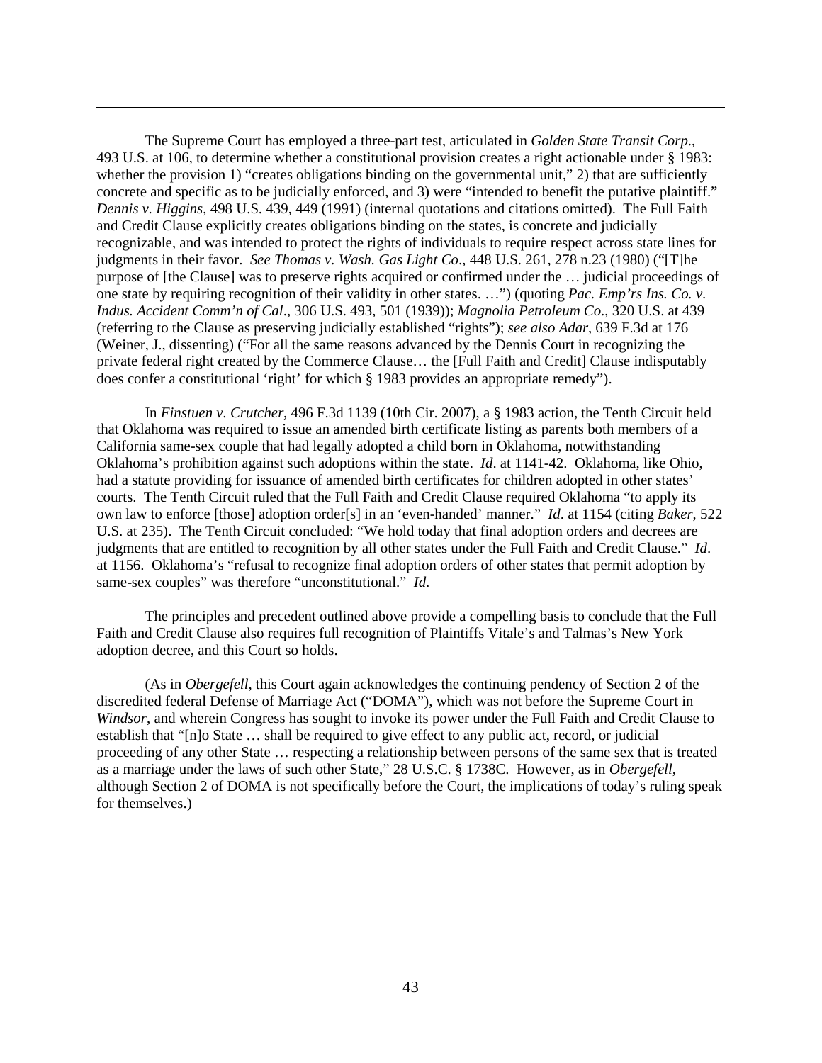The Supreme Court has employed a three-part test, articulated in *Golden State Transit Corp*., 493 U.S. at 106, to determine whether a constitutional provision creates a right actionable under § 1983: whether the provision 1) "creates obligations binding on the governmental unit," 2) that are sufficiently concrete and specific as to be judicially enforced, and 3) were "intended to benefit the putative plaintiff." *Dennis v. Higgins*, 498 U.S. 439, 449 (1991) (internal quotations and citations omitted). The Full Faith and Credit Clause explicitly creates obligations binding on the states, is concrete and judicially recognizable, and was intended to protect the rights of individuals to require respect across state lines for judgments in their favor. *See Thomas v. Wash. Gas Light Co*., 448 U.S. 261, 278 n.23 (1980) ("[T]he purpose of [the Clause] was to preserve rights acquired or confirmed under the … judicial proceedings of one state by requiring recognition of their validity in other states. …") (quoting *Pac. Emp'rs Ins. Co. v. Indus. Accident Comm'n of Cal*., 306 U.S. 493, 501 (1939)); *Magnolia Petroleum Co*., 320 U.S. at 439 (referring to the Clause as preserving judicially established "rights"); *see also Adar*, 639 F.3d at 176 (Weiner, J., dissenting) ("For all the same reasons advanced by the Dennis Court in recognizing the private federal right created by the Commerce Clause… the [Full Faith and Credit] Clause indisputably does confer a constitutional 'right' for which § 1983 provides an appropriate remedy").

In *Finstuen v. Crutcher*, 496 F.3d 1139 (10th Cir. 2007), a § 1983 action, the Tenth Circuit held that Oklahoma was required to issue an amended birth certificate listing as parents both members of a California same-sex couple that had legally adopted a child born in Oklahoma, notwithstanding Oklahoma's prohibition against such adoptions within the state. *Id*. at 1141-42. Oklahoma, like Ohio, had a statute providing for issuance of amended birth certificates for children adopted in other states' courts. The Tenth Circuit ruled that the Full Faith and Credit Clause required Oklahoma "to apply its own law to enforce [those] adoption order[s] in an 'even-handed' manner." *Id*. at 1154 (citing *Baker*, 522 U.S. at 235). The Tenth Circuit concluded: "We hold today that final adoption orders and decrees are judgments that are entitled to recognition by all other states under the Full Faith and Credit Clause." *Id*. at 1156. Oklahoma's "refusal to recognize final adoption orders of other states that permit adoption by same-sex couples" was therefore "unconstitutional." *Id*.

The principles and precedent outlined above provide a compelling basis to conclude that the Full Faith and Credit Clause also requires full recognition of Plaintiffs Vitale's and Talmas's New York adoption decree, and this Court so holds.

(As in *Obergefell*, this Court again acknowledges the continuing pendency of Section 2 of the discredited federal Defense of Marriage Act ("DOMA"), which was not before the Supreme Court in *Windsor*, and wherein Congress has sought to invoke its power under the Full Faith and Credit Clause to establish that "[n]o State … shall be required to give effect to any public act, record, or judicial proceeding of any other State … respecting a relationship between persons of the same sex that is treated as a marriage under the laws of such other State," 28 U.S.C. § 1738C. However, as in *Obergefell*, although Section 2 of DOMA is not specifically before the Court, the implications of today's ruling speak for themselves.)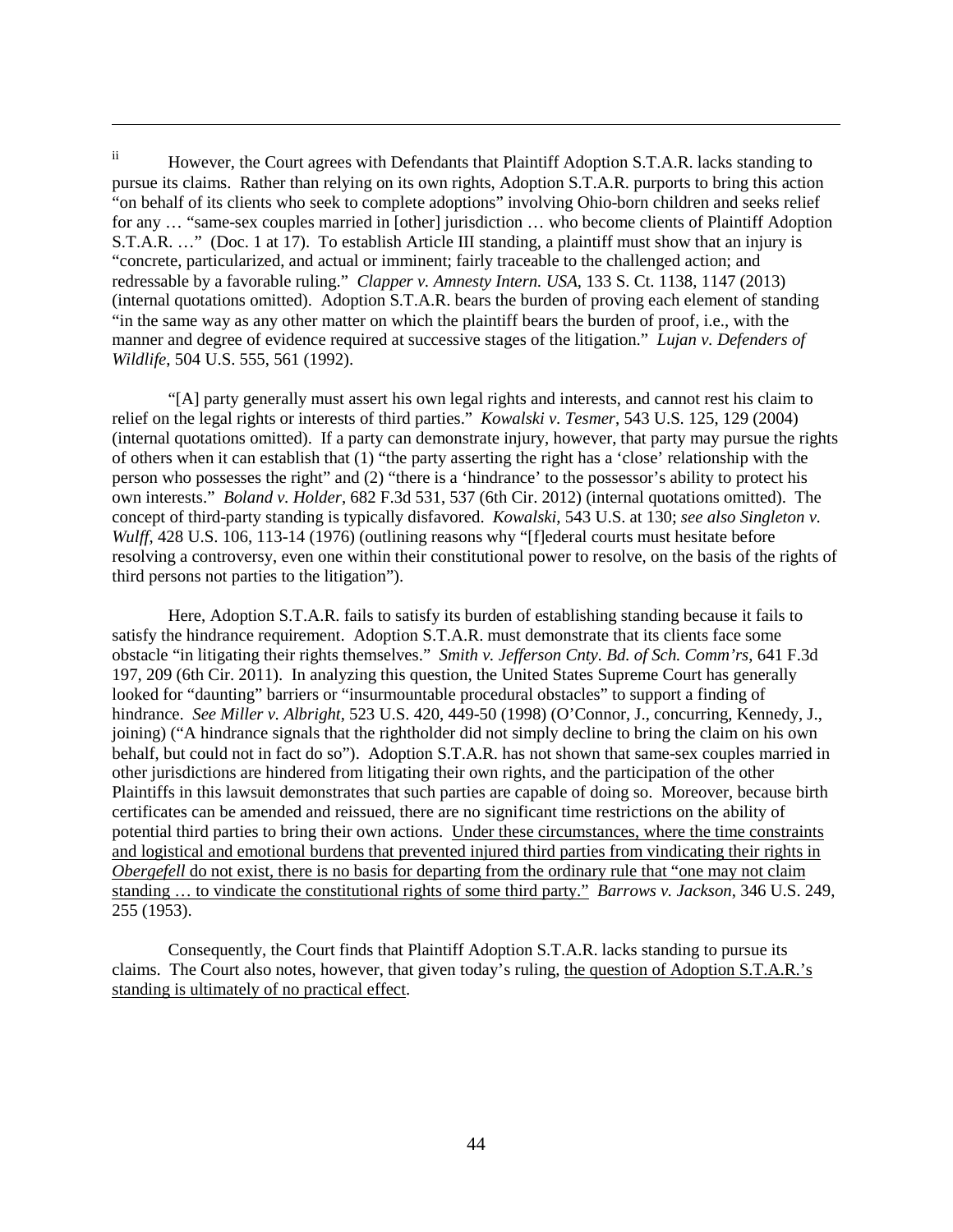[ii] However, the Court agrees with Defendants that Plaintiff Adoption S.T.A.R. lacks standing to pursue its claims. Rather than relying on its own rights, Adoption S.T.A.R. purports to bring this action "on behalf of its clients who seek to complete adoptions" involving Ohio-born children and seeks relief for any … "same-sex couples married in [other] jurisdiction … who become clients of Plaintiff Adoption S.T.A.R. …" (Doc. 1 at 17). To establish Article III standing, a plaintiff must show that an injury is "concrete, particularized, and actual or imminent; fairly traceable to the challenged action; and redressable by a favorable ruling." *Clapper v. Amnesty Intern. USA*, 133 S. Ct. 1138, 1147 (2013) (internal quotations omitted). Adoption S.T.A.R. bears the burden of proving each element of standing "in the same way as any other matter on which the plaintiff bears the burden of proof, i.e., with the manner and degree of evidence required at successive stages of the litigation." *Lujan v. Defenders of Wildlife*, 504 U.S. 555, 561 (1992).

"[A] party generally must assert his own legal rights and interests, and cannot rest his claim to relief on the legal rights or interests of third parties." *Kowalski v. Tesmer*, 543 U.S. 125, 129 (2004) (internal quotations omitted). If a party can demonstrate injury, however, that party may pursue the rights of others when it can establish that (1) "the party asserting the right has a 'close' relationship with the person who possesses the right" and (2) "there is a 'hindrance' to the possessor's ability to protect his own interests." *Boland v. Holder*, 682 F.3d 531, 537 (6th Cir. 2012) (internal quotations omitted). The concept of third-party standing is typically disfavored. *Kowalski*, 543 U.S. at 130; *see also Singleton v. Wulff*, 428 U.S. 106, 113-14 (1976) (outlining reasons why "[f]ederal courts must hesitate before resolving a controversy, even one within their constitutional power to resolve, on the basis of the rights of third persons not parties to the litigation").

Here, Adoption S.T.A.R. fails to satisfy its burden of establishing standing because it fails to satisfy the hindrance requirement. Adoption S.T.A.R. must demonstrate that its clients face some obstacle "in litigating their rights themselves." *Smith v. Jefferson Cnty. Bd. of Sch. Comm'rs*, 641 F.3d 197, 209 (6th Cir. 2011). In analyzing this question, the United States Supreme Court has generally looked for "daunting" barriers or "insurmountable procedural obstacles" to support a finding of hindrance. *See Miller v. Albright*, 523 U.S. 420, 449-50 (1998) (O'Connor, J., concurring, Kennedy, J., joining) ("A hindrance signals that the rightholder did not simply decline to bring the claim on his own behalf, but could not in fact do so"). Adoption S.T.A.R. has not shown that same-sex couples married in other jurisdictions are hindered from litigating their own rights, and the participation of the other Plaintiffs in this lawsuit demonstrates that such parties are capable of doing so. Moreover, because birth certificates can be amended and reissued, there are no significant time restrictions on the ability of potential third parties to bring their own actions. <u>Under these circumstances, where the time constraints and logistical and emotional burdens that prevented injured third parties from vindicating their rights in *Obergefell* do not exist, there is no basis for departing from the ordinary rule that "one may not claim standing … to vindicate the constitutional rights of some third party."</u> *Barrows v. Jackson*, 346 U.S. 249, 255 (1953).

Consequently, the Court finds that Plaintiff Adoption S.T.A.R. lacks standing to pursue its claims. The Court also notes, however, that given today's ruling, <u>the question of Adoption S.T.A.R.'s standing is ultimately of no practical effect</u>.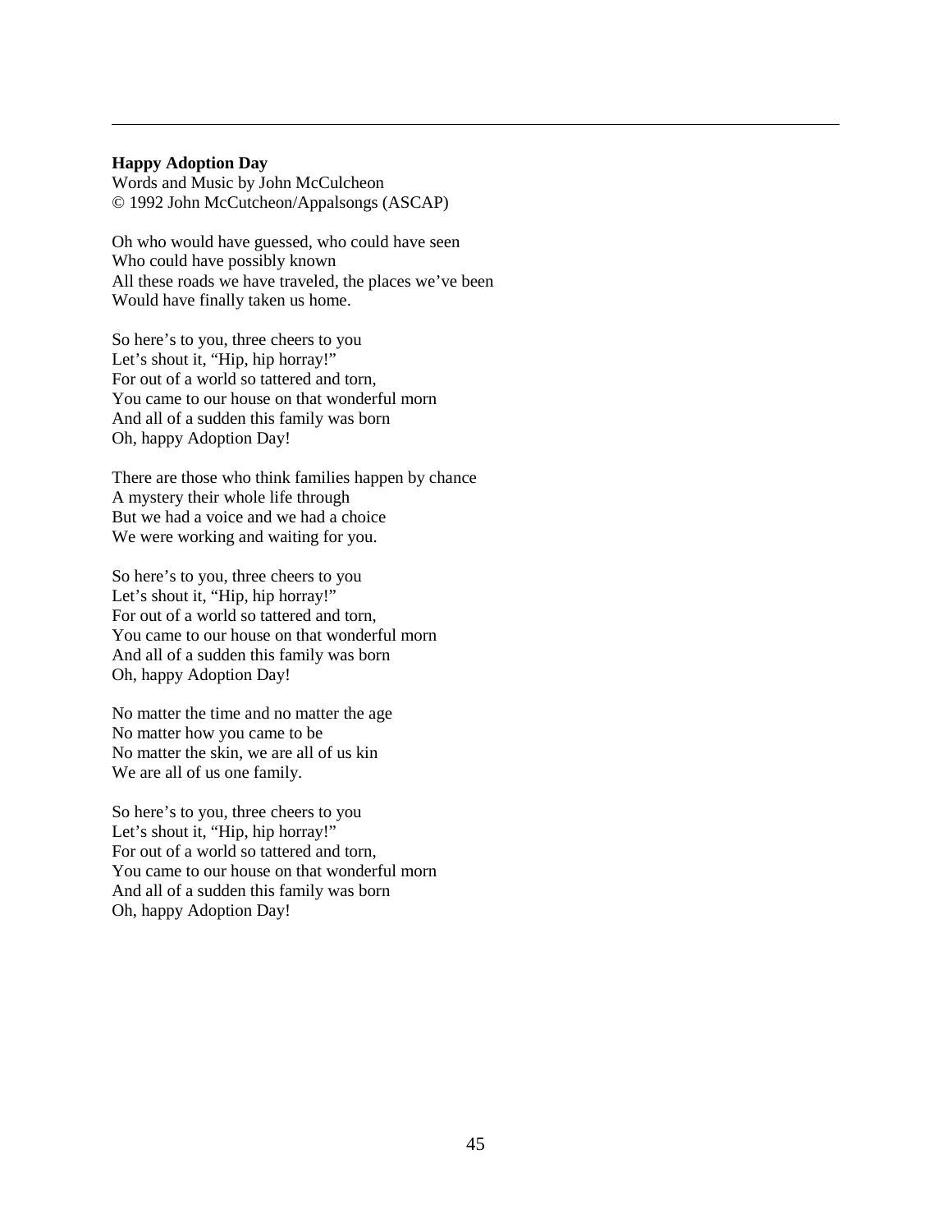**Happy Adoption Day**
Words and Music by John McCulcheon
© 1992 John McCutcheon/Appalsongs (ASCAP)

Oh who would have guessed, who could have seen
Who could have possibly known
All these roads we have traveled, the places we've been
Would have finally taken us home.

So here's to you, three cheers to you
Let's shout it, "Hip, hip horray!"
For out of a world so tattered and torn,
You came to our house on that wonderful morn
And all of a sudden this family was born
Oh, happy Adoption Day!

There are those who think families happen by chance
A mystery their whole life through
But we had a voice and we had a choice
We were working and waiting for you.

So here's to you, three cheers to you
Let's shout it, "Hip, hip horray!"
For out of a world so tattered and torn,
You came to our house on that wonderful morn
And all of a sudden this family was born
Oh, happy Adoption Day!

No matter the time and no matter the age
No matter how you came to be
No matter the skin, we are all of us kin
We are all of us one family.

So here's to you, three cheers to you
Let's shout it, "Hip, hip horray!"
For out of a world so tattered and torn,
You came to our house on that wonderful morn
And all of a sudden this family was born
Oh, happy Adoption Day!